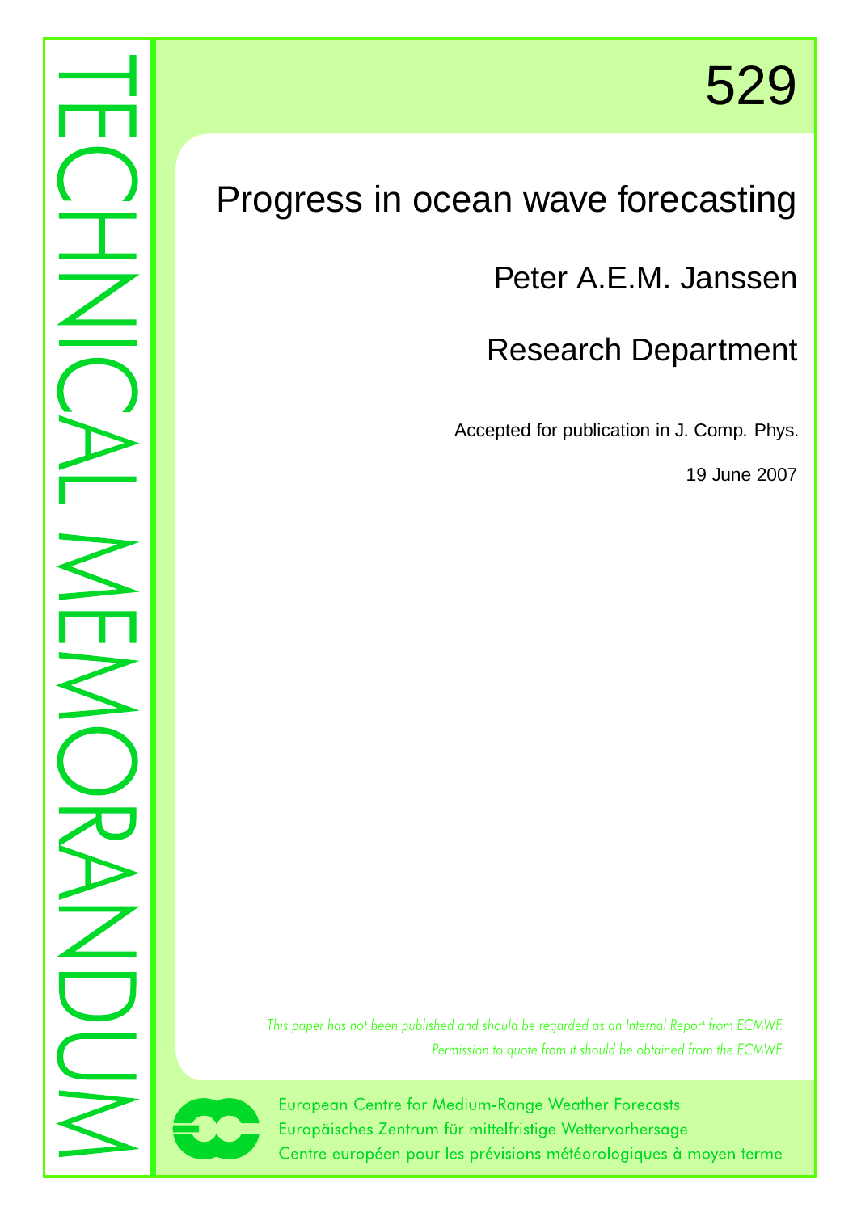TECHNICAL MEMORANDUM

529

# Progress in ocean wave forecasting

Peter A.E.M. Janssen

Research Department

Accepted for publication in J. Comp. Phys.

19 June 2007

*This paper has not been published and should be regarded as an Internal Report from ECMWF.*
*Permission to quote from it should be obtained from the ECMWF.*

European Centre for Medium-Range Weather Forecasts
Europäisches Zentrum für mittelfristige Wettervorhersage
Centre européen pour les prévisions météorologiques à moyen terme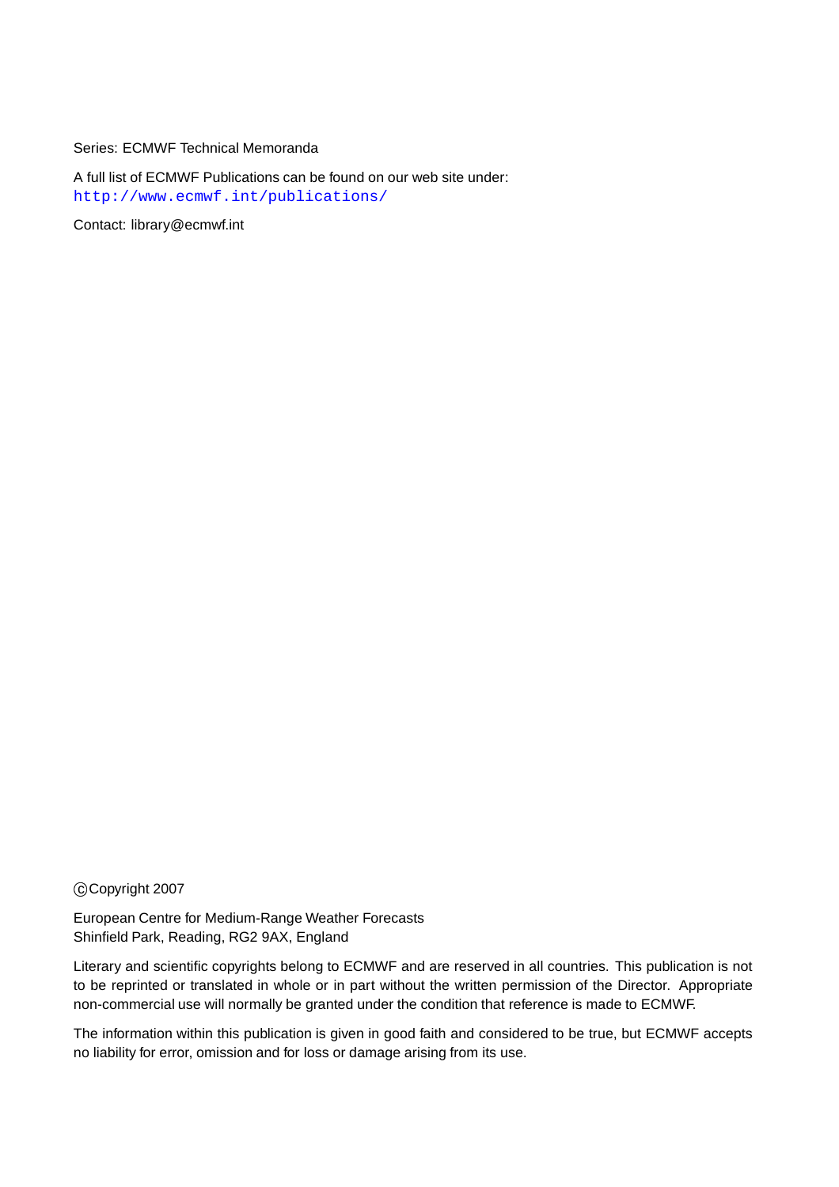Series: ECMWF Technical Memoranda

A full list of ECMWF Publications can be found on our web site under:
http://www.ecmwf.int/publications/

Contact: library@ecmwf.int

©Copyright 2007

European Centre for Medium-Range Weather Forecasts
Shinfield Park, Reading, RG2 9AX, England

Literary and scientific copyrights belong to ECMWF and are reserved in all countries. This publication is not to be reprinted or translated in whole or in part without the written permission of the Director. Appropriate non-commercial use will normally be granted under the condition that reference is made to ECMWF.

The information within this publication is given in good faith and considered to be true, but ECMWF accepts no liability for error, omission and for loss or damage arising from its use.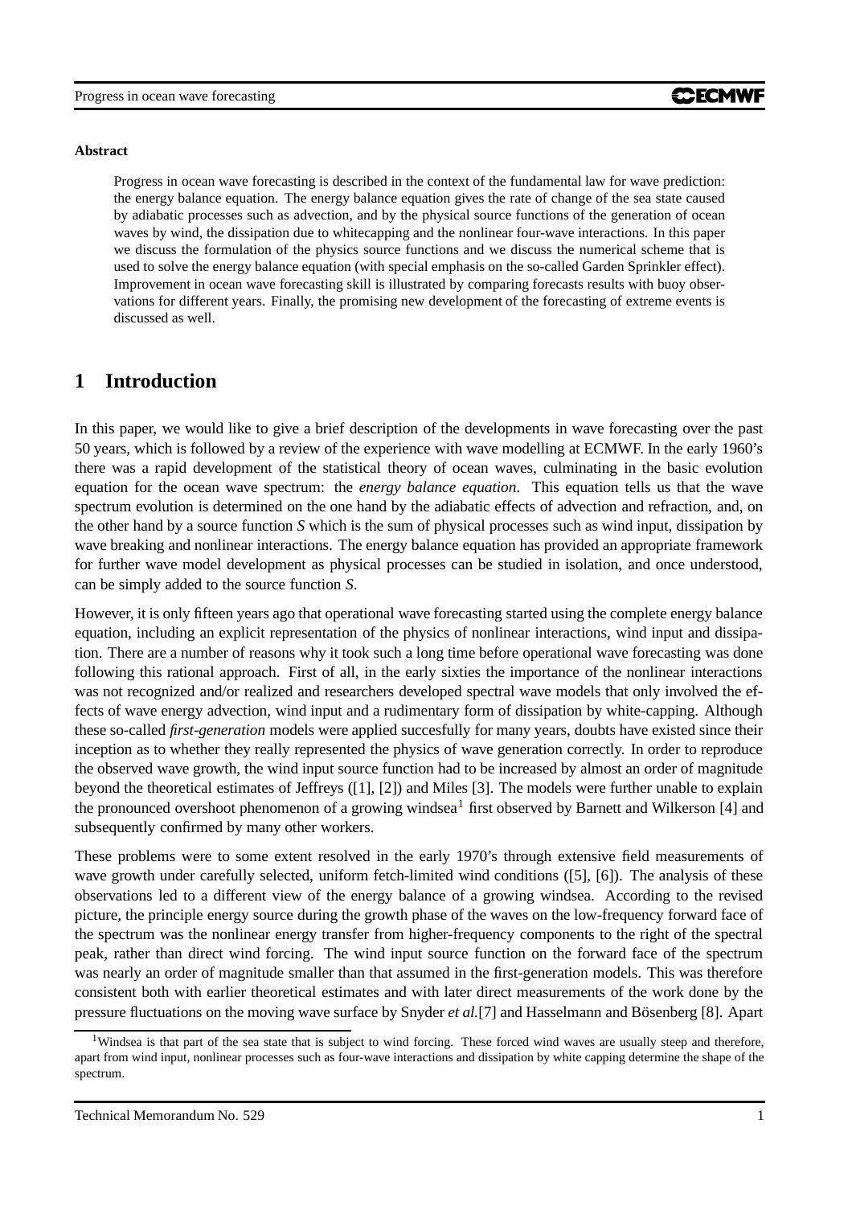**Abstract**

Progress in ocean wave forecasting is described in the context of the fundamental law for wave prediction: the energy balance equation. The energy balance equation gives the rate of change of the sea state caused by adiabatic processes such as advection, and by the physical source functions of the generation of ocean waves by wind, the dissipation due to whitecapping and the nonlinear four-wave interactions. In this paper we discuss the formulation of the physics source functions and we discuss the numerical scheme that is used to solve the energy balance equation (with special emphasis on the so-called Garden Sprinkler effect). Improvement in ocean wave forecasting skill is illustrated by comparing forecasts results with buoy observations for different years. Finally, the promising new development of the forecasting of extreme events is discussed as well.

# 1 Introduction

In this paper, we would like to give a brief description of the developments in wave forecasting over the past 50 years, which is followed by a review of the experience with wave modelling at ECMWF. In the early 1960's there was a rapid development of the statistical theory of ocean waves, culminating in the basic evolution equation for the ocean wave spectrum: the *energy balance equation*. This equation tells us that the wave spectrum evolution is determined on the one hand by the adiabatic effects of advection and refraction, and, on the other hand by a source function $S$ which is the sum of physical processes such as wind input, dissipation by wave breaking and nonlinear interactions. The energy balance equation has provided an appropriate framework for further wave model development as physical processes can be studied in isolation, and once understood, can be simply added to the source function $S$.

However, it is only fifteen years ago that operational wave forecasting started using the complete energy balance equation, including an explicit representation of the physics of nonlinear interactions, wind input and dissipation. There are a number of reasons why it took such a long time before operational wave forecasting was done following this rational approach. First of all, in the early sixties the importance of the nonlinear interactions was not recognized and/or realized and researchers developed spectral wave models that only involved the effects of wave energy advection, wind input and a rudimentary form of dissipation by white-capping. Although these so-called *first-generation* models were applied succesfully for many years, doubts have existed since their inception as to whether they really represented the physics of wave generation correctly. In order to reproduce the observed wave growth, the wind input source function had to be increased by almost an order of magnitude beyond the theoretical estimates of Jeffreys ([1], [2]) and Miles [3]. The models were further unable to explain the pronounced overshoot phenomenon of a growing windsea[1] first observed by Barnett and Wilkerson [4] and subsequently confirmed by many other workers.

These problems were to some extent resolved in the early 1970's through extensive field measurements of wave growth under carefully selected, uniform fetch-limited wind conditions ([5], [6]). The analysis of these observations led to a different view of the energy balance of a growing windsea. According to the revised picture, the principle energy source during the growth phase of the waves on the low-frequency forward face of the spectrum was the nonlinear energy transfer from higher-frequency components to the right of the spectral peak, rather than direct wind forcing. The wind input source function on the forward face of the spectrum was nearly an order of magnitude smaller than that assumed in the first-generation models. This was therefore consistent both with earlier theoretical estimates and with later direct measurements of the work done by the pressure fluctuations on the moving wave surface by Snyder *et al.*[7] and Hasselmann and Bösenberg [8]. Apart

[1] Windsea is that part of the sea state that is subject to wind forcing. These forced wind waves are usually steep and therefore, apart from wind input, nonlinear processes such as four-wave interactions and dissipation by white capping determine the shape of the spectrum.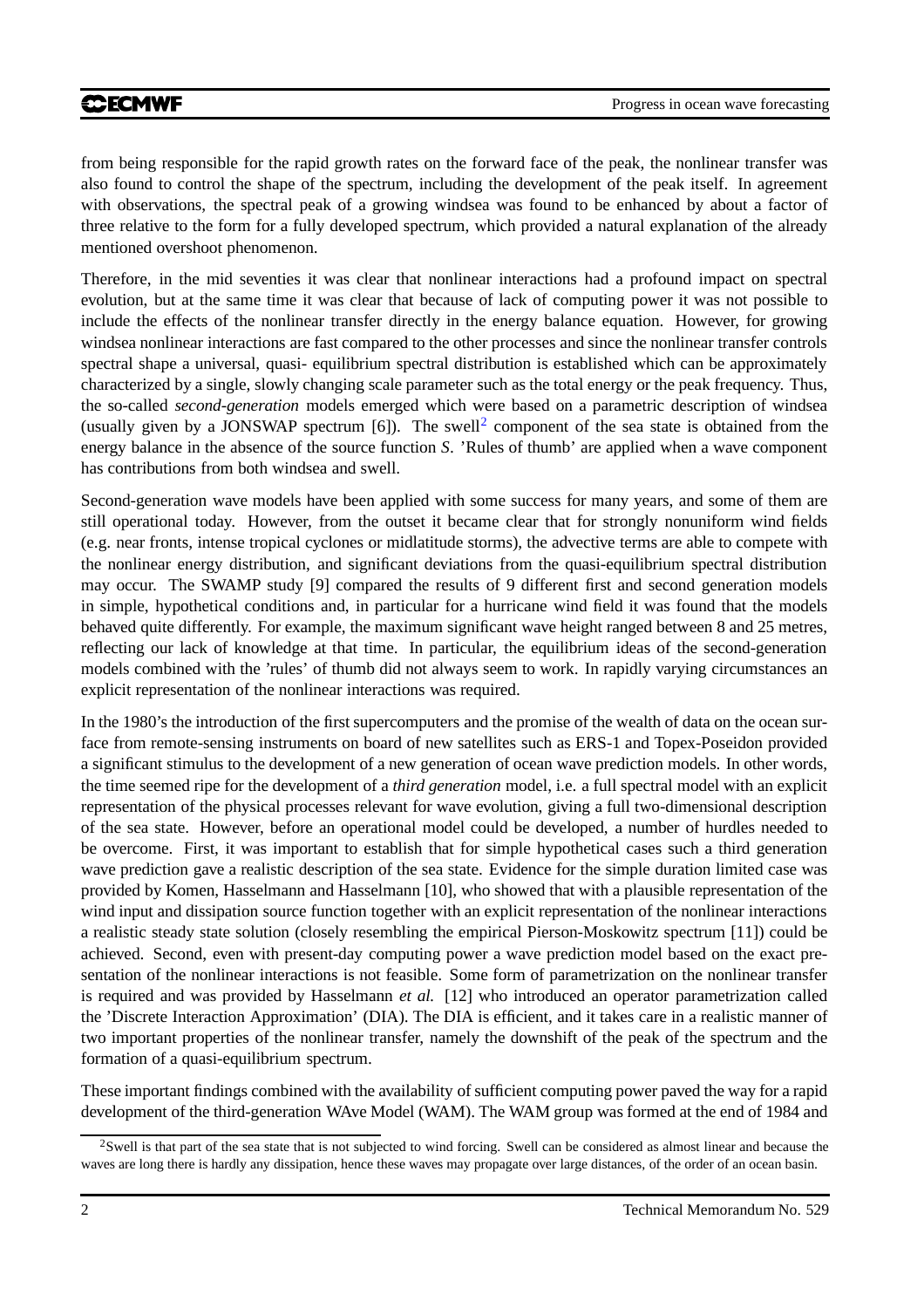from being responsible for the rapid growth rates on the forward face of the peak, the nonlinear transfer was also found to control the shape of the spectrum, including the development of the peak itself. In agreement with observations, the spectral peak of a growing windsea was found to be enhanced by about a factor of three relative to the form for a fully developed spectrum, which provided a natural explanation of the already mentioned overshoot phenomenon.

Therefore, in the mid seventies it was clear that nonlinear interactions had a profound impact on spectral evolution, but at the same time it was clear that because of lack of computing power it was not possible to include the effects of the nonlinear transfer directly in the energy balance equation. However, for growing windsea nonlinear interactions are fast compared to the other processes and since the nonlinear transfer controls spectral shape a universal, quasi- equilibrium spectral distribution is established which can be approximately characterized by a single, slowly changing scale parameter such as the total energy or the peak frequency. Thus, the so-called *second-generation* models emerged which were based on a parametric description of windsea (usually given by a JONSWAP spectrum [6]). The swell[2] component of the sea state is obtained from the energy balance in the absence of the source function $S$. 'Rules of thumb' are applied when a wave component has contributions from both windsea and swell.

Second-generation wave models have been applied with some success for many years, and some of them are still operational today. However, from the outset it became clear that for strongly nonuniform wind fields (e.g. near fronts, intense tropical cyclones or midlatitude storms), the advective terms are able to compete with the nonlinear energy distribution, and significant deviations from the quasi-equilibrium spectral distribution may occur. The SWAMP study [9] compared the results of 9 different first and second generation models in simple, hypothetical conditions and, in particular for a hurricane wind field it was found that the models behaved quite differently. For example, the maximum significant wave height ranged between 8 and 25 metres, reflecting our lack of knowledge at that time. In particular, the equilibrium ideas of the second-generation models combined with the 'rules' of thumb did not always seem to work. In rapidly varying circumstances an explicit representation of the nonlinear interactions was required.

In the 1980's the introduction of the first supercomputers and the promise of the wealth of data on the ocean surface from remote-sensing instruments on board of new satellites such as ERS-1 and Topex-Poseidon provided a significant stimulus to the development of a new generation of ocean wave prediction models. In other words, the time seemed ripe for the development of a *third generation* model, i.e. a full spectral model with an explicit representation of the physical processes relevant for wave evolution, giving a full two-dimensional description of the sea state. However, before an operational model could be developed, a number of hurdles needed to be overcome. First, it was important to establish that for simple hypothetical cases such a third generation wave prediction gave a realistic description of the sea state. Evidence for the simple duration limited case was provided by Komen, Hasselmann and Hasselmann [10], who showed that with a plausible representation of the wind input and dissipation source function together with an explicit representation of the nonlinear interactions a realistic steady state solution (closely resembling the empirical Pierson-Moskowitz spectrum [11]) could be achieved. Second, even with present-day computing power a wave prediction model based on the exact presentation of the nonlinear interactions is not feasible. Some form of parametrization on the nonlinear transfer is required and was provided by Hasselmann *et al.* [12] who introduced an operator parametrization called the 'Discrete Interaction Approximation' (DIA). The DIA is efficient, and it takes care in a realistic manner of two important properties of the nonlinear transfer, namely the downshift of the peak of the spectrum and the formation of a quasi-equilibrium spectrum.

These important findings combined with the availability of sufficient computing power paved the way for a rapid development of the third-generation WAve Model (WAM). The WAM group was formed at the end of 1984 and

[2]Swell is that part of the sea state that is not subjected to wind forcing. Swell can be considered as almost linear and because the waves are long there is hardly any dissipation, hence these waves may propagate over large distances, of the order of an ocean basin.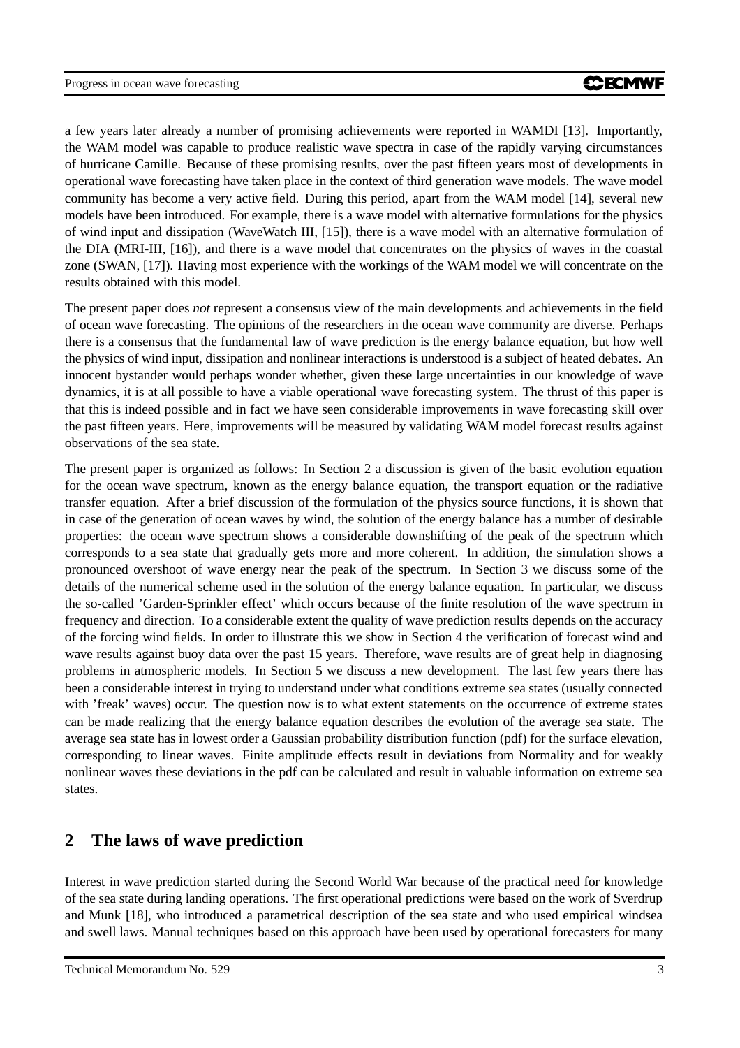a few years later already a number of promising achievements were reported in WAMDI [13]. Importantly, the WAM model was capable to produce realistic wave spectra in case of the rapidly varying circumstances of hurricane Camille. Because of these promising results, over the past fifteen years most of developments in operational wave forecasting have taken place in the context of third generation wave models. The wave model community has become a very active field. During this period, apart from the WAM model [14], several new models have been introduced. For example, there is a wave model with alternative formulations for the physics of wind input and dissipation (WaveWatch III, [15]), there is a wave model with an alternative formulation of the DIA (MRI-III, [16]), and there is a wave model that concentrates on the physics of waves in the coastal zone (SWAN, [17]). Having most experience with the workings of the WAM model we will concentrate on the results obtained with this model.

The present paper does *not* represent a consensus view of the main developments and achievements in the field of ocean wave forecasting. The opinions of the researchers in the ocean wave community are diverse. Perhaps there is a consensus that the fundamental law of wave prediction is the energy balance equation, but how well the physics of wind input, dissipation and nonlinear interactions is understood is a subject of heated debates. An innocent bystander would perhaps wonder whether, given these large uncertainties in our knowledge of wave dynamics, it is at all possible to have a viable operational wave forecasting system. The thrust of this paper is that this is indeed possible and in fact we have seen considerable improvements in wave forecasting skill over the past fifteen years. Here, improvements will be measured by validating WAM model forecast results against observations of the sea state.

The present paper is organized as follows: In Section 2 a discussion is given of the basic evolution equation for the ocean wave spectrum, known as the energy balance equation, the transport equation or the radiative transfer equation. After a brief discussion of the formulation of the physics source functions, it is shown that in case of the generation of ocean waves by wind, the solution of the energy balance has a number of desirable properties: the ocean wave spectrum shows a considerable downshifting of the peak of the spectrum which corresponds to a sea state that gradually gets more and more coherent. In addition, the simulation shows a pronounced overshoot of wave energy near the peak of the spectrum. In Section 3 we discuss some of the details of the numerical scheme used in the solution of the energy balance equation. In particular, we discuss the so-called 'Garden-Sprinkler effect' which occurs because of the finite resolution of the wave spectrum in frequency and direction. To a considerable extent the quality of wave prediction results depends on the accuracy of the forcing wind fields. In order to illustrate this we show in Section 4 the verification of forecast wind and wave results against buoy data over the past 15 years. Therefore, wave results are of great help in diagnosing problems in atmospheric models. In Section 5 we discuss a new development. The last few years there has been a considerable interest in trying to understand under what conditions extreme sea states (usually connected with 'freak' waves) occur. The question now is to what extent statements on the occurrence of extreme states can be made realizing that the energy balance equation describes the evolution of the average sea state. The average sea state has in lowest order a Gaussian probability distribution function (pdf) for the surface elevation, corresponding to linear waves. Finite amplitude effects result in deviations from Normality and for weakly nonlinear waves these deviations in the pdf can be calculated and result in valuable information on extreme sea states.

## 2 The laws of wave prediction

Interest in wave prediction started during the Second World War because of the practical need for knowledge of the sea state during landing operations. The first operational predictions were based on the work of Sverdrup and Munk [18], who introduced a parametrical description of the sea state and who used empirical windsea and swell laws. Manual techniques based on this approach have been used by operational forecasters for many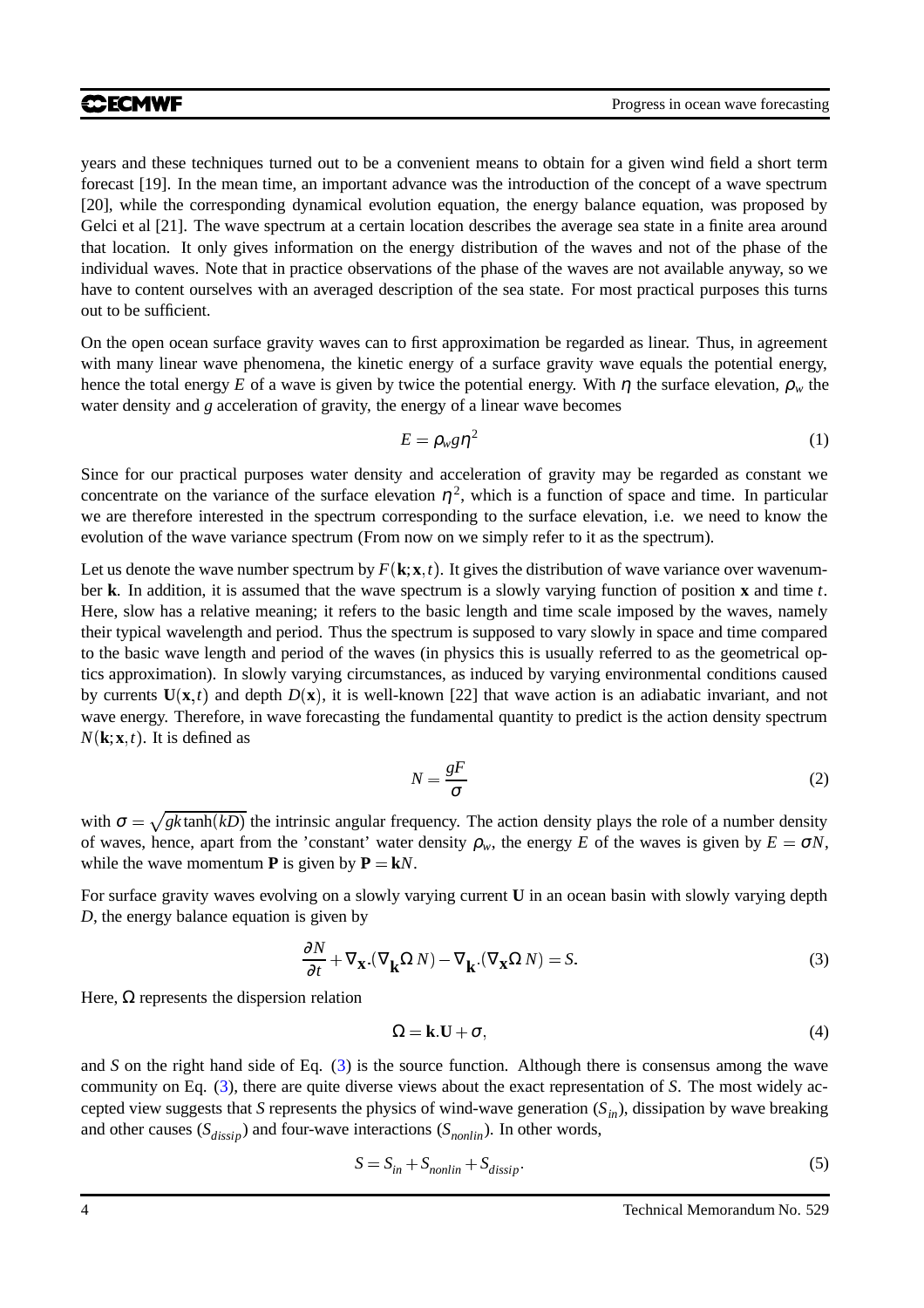years and these techniques turned out to be a convenient means to obtain for a given wind field a short term forecast [19]. In the mean time, an important advance was the introduction of the concept of a wave spectrum [20], while the corresponding dynamical evolution equation, the energy balance equation, was proposed by Gelci et al [21]. The wave spectrum at a certain location describes the average sea state in a finite area around that location. It only gives information on the energy distribution of the waves and not of the phase of the individual waves. Note that in practice observations of the phase of the waves are not available anyway, so we have to content ourselves with an averaged description of the sea state. For most practical purposes this turns out to be sufficient.

On the open ocean surface gravity waves can to first approximation be regarded as linear. Thus, in agreement with many linear wave phenomena, the kinetic energy of a surface gravity wave equals the potential energy, hence the total energy $E$ of a wave is given by twice the potential energy. With $\eta$ the surface elevation, $\rho_w$ the water density and $g$ acceleration of gravity, the energy of a linear wave becomes

$$E = \rho_w g \eta^2 \tag{1}$$

Since for our practical purposes water density and acceleration of gravity may be regarded as constant we concentrate on the variance of the surface elevation $\eta^2$, which is a function of space and time. In particular we are therefore interested in the spectrum corresponding to the surface elevation, i.e. we need to know the evolution of the wave variance spectrum (From now on we simply refer to it as the spectrum).

Let us denote the wave number spectrum by $F(\mathbf{k};\mathbf{x},t)$. It gives the distribution of wave variance over wavenumber $\mathbf{k}$. In addition, it is assumed that the wave spectrum is a slowly varying function of position $\mathbf{x}$ and time $t$. Here, slow has a relative meaning; it refers to the basic length and time scale imposed by the waves, namely their typical wavelength and period. Thus the spectrum is supposed to vary slowly in space and time compared to the basic wave length and period of the waves (in physics this is usually referred to as the geometrical optics approximation). In slowly varying circumstances, as induced by varying environmental conditions caused by currents $\mathbf{U}(\mathbf{x},t)$ and depth $D(\mathbf{x})$, it is well-known [22] that wave action is an adiabatic invariant, and not wave energy. Therefore, in wave forecasting the fundamental quantity to predict is the action density spectrum $N(\mathbf{k};\mathbf{x},t)$. It is defined as

$$N = \frac{gF}{\sigma} \tag{2}$$

with $\sigma = \sqrt{gk\tanh(kD)}$ the intrinsic angular frequency. The action density plays the role of a number density of waves, hence, apart from the 'constant' water density $\rho_w$, the energy $E$ of the waves is given by $E = \sigma N$, while the wave momentum $\mathbf{P}$ is given by $\mathbf{P} = \mathbf{k}N$.

For surface gravity waves evolving on a slowly varying current $\mathbf{U}$ in an ocean basin with slowly varying depth $D$, the energy balance equation is given by

$$\frac{\partial N}{\partial t} + \nabla_{\mathbf{x}}.(\nabla_{\mathbf{k}}\Omega\, N) - \nabla_{\mathbf{k}}.(\nabla_{\mathbf{x}}\Omega\, N) = S. \tag{3}$$

Here, $\Omega$ represents the dispersion relation

$$\Omega = \mathbf{k}.\mathbf{U} + \sigma, \tag{4}$$

and $S$ on the right hand side of Eq. (3) is the source function. Although there is consensus among the wave community on Eq. (3), there are quite diverse views about the exact representation of $S$. The most widely accepted view suggests that $S$ represents the physics of wind-wave generation ($S_{in}$), dissipation by wave breaking and other causes ($S_{dissip}$) and four-wave interactions ($S_{nonlin}$). In other words,

$$S = S_{in} + S_{nonlin} + S_{dissip}. \tag{5}$$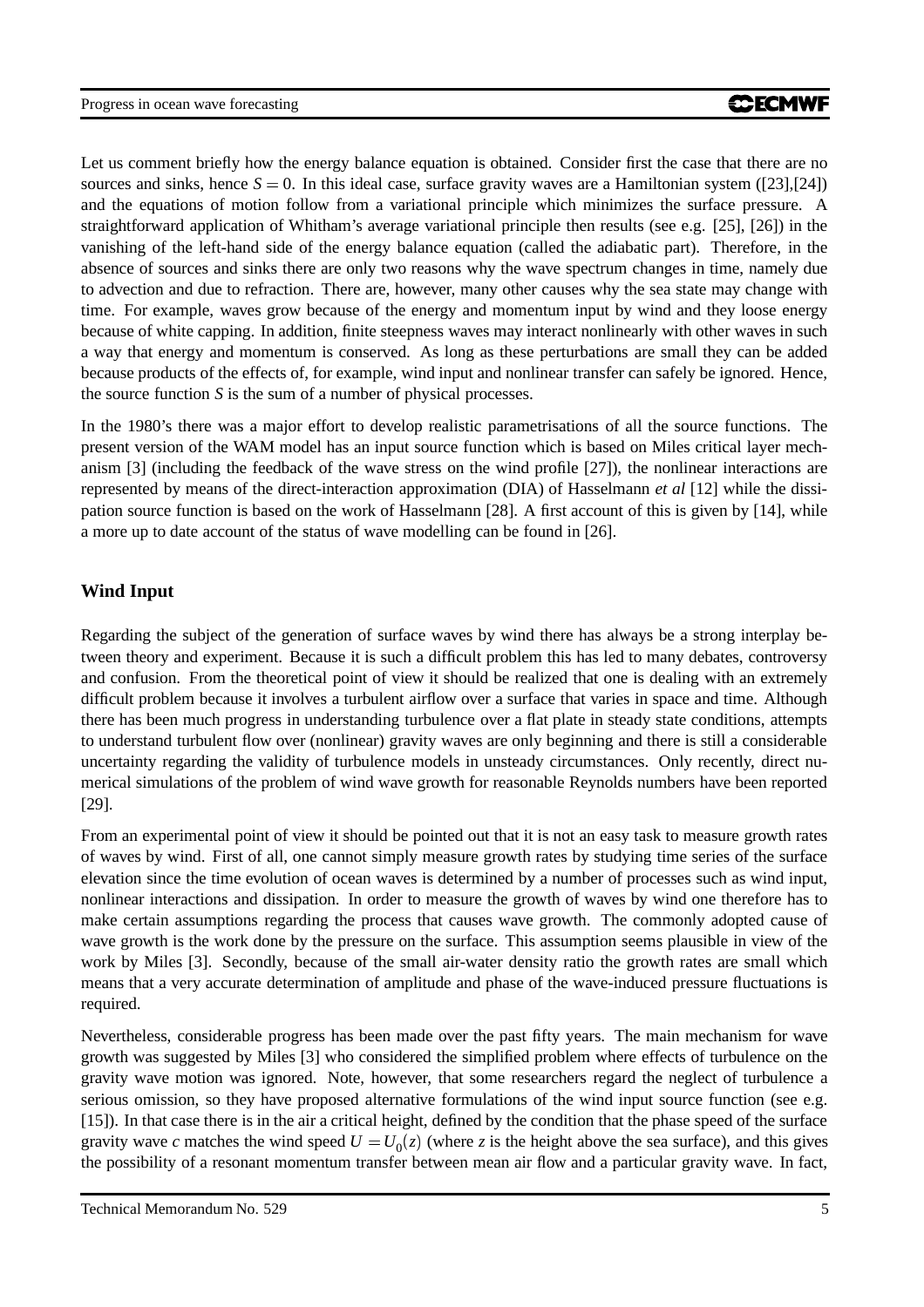Let us comment briefly how the energy balance equation is obtained. Consider first the case that there are no sources and sinks, hence $S = 0$. In this ideal case, surface gravity waves are a Hamiltonian system ([23],[24]) and the equations of motion follow from a variational principle which minimizes the surface pressure. A straightforward application of Whitham's average variational principle then results (see e.g. [25], [26]) in the vanishing of the left-hand side of the energy balance equation (called the adiabatic part). Therefore, in the absence of sources and sinks there are only two reasons why the wave spectrum changes in time, namely due to advection and due to refraction. There are, however, many other causes why the sea state may change with time. For example, waves grow because of the energy and momentum input by wind and they loose energy because of white capping. In addition, finite steepness waves may interact nonlinearly with other waves in such a way that energy and momentum is conserved. As long as these perturbations are small they can be added because products of the effects of, for example, wind input and nonlinear transfer can safely be ignored. Hence, the source function $S$ is the sum of a number of physical processes.

In the 1980's there was a major effort to develop realistic parametrisations of all the source functions. The present version of the WAM model has an input source function which is based on Miles critical layer mechanism [3] (including the feedback of the wave stress on the wind profile [27]), the nonlinear interactions are represented by means of the direct-interaction approximation (DIA) of Hasselmann *et al* [12] while the dissipation source function is based on the work of Hasselmann [28]. A first account of this is given by [14], while a more up to date account of the status of wave modelling can be found in [26].

## Wind Input

Regarding the subject of the generation of surface waves by wind there has always be a strong interplay between theory and experiment. Because it is such a difficult problem this has led to many debates, controversy and confusion. From the theoretical point of view it should be realized that one is dealing with an extremely difficult problem because it involves a turbulent airflow over a surface that varies in space and time. Although there has been much progress in understanding turbulence over a flat plate in steady state conditions, attempts to understand turbulent flow over (nonlinear) gravity waves are only beginning and there is still a considerable uncertainty regarding the validity of turbulence models in unsteady circumstances. Only recently, direct numerical simulations of the problem of wind wave growth for reasonable Reynolds numbers have been reported [29].

From an experimental point of view it should be pointed out that it is not an easy task to measure growth rates of waves by wind. First of all, one cannot simply measure growth rates by studying time series of the surface elevation since the time evolution of ocean waves is determined by a number of processes such as wind input, nonlinear interactions and dissipation. In order to measure the growth of waves by wind one therefore has to make certain assumptions regarding the process that causes wave growth. The commonly adopted cause of wave growth is the work done by the pressure on the surface. This assumption seems plausible in view of the work by Miles [3]. Secondly, because of the small air-water density ratio the growth rates are small which means that a very accurate determination of amplitude and phase of the wave-induced pressure fluctuations is required.

Nevertheless, considerable progress has been made over the past fifty years. The main mechanism for wave growth was suggested by Miles [3] who considered the simplified problem where effects of turbulence on the gravity wave motion was ignored. Note, however, that some researchers regard the neglect of turbulence a serious omission, so they have proposed alternative formulations of the wind input source function (see e.g. [15]). In that case there is in the air a critical height, defined by the condition that the phase speed of the surface gravity wave $c$ matches the wind speed $U = U_0(z)$ (where $z$ is the height above the sea surface), and this gives the possibility of a resonant momentum transfer between mean air flow and a particular gravity wave. In fact,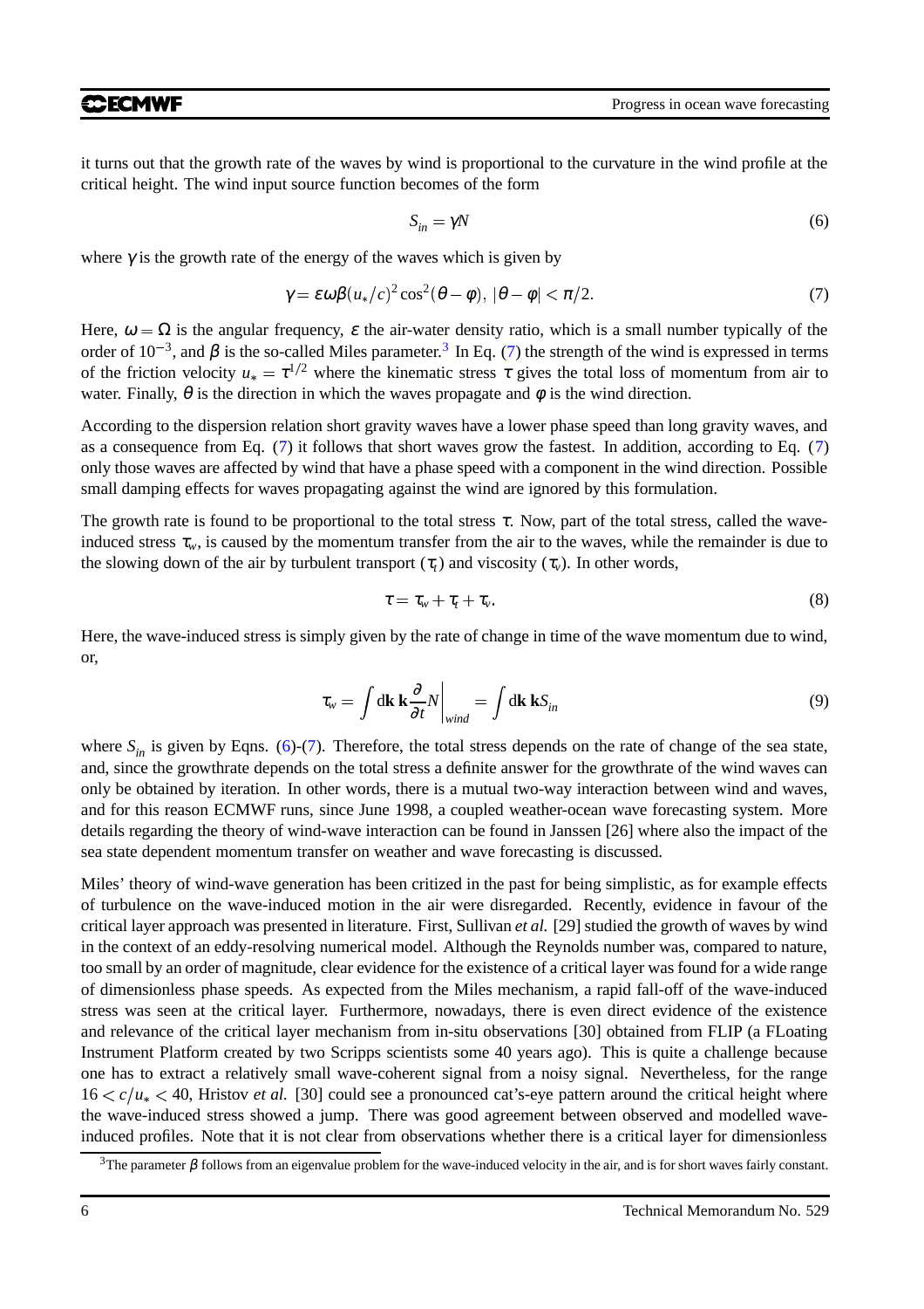it turns out that the growth rate of the waves by wind is proportional to the curvature in the wind profile at the critical height. The wind input source function becomes of the form

$$S_{in} = \gamma N \tag{6}$$

where $\gamma$ is the growth rate of the energy of the waves which is given by

$$\gamma = \varepsilon \omega \beta (u_*/c)^2 \cos^2(\theta - \phi),\ |\theta - \phi| < \pi/2. \tag{7}$$

Here, $\omega = \Omega$ is the angular frequency, $\varepsilon$ the air-water density ratio, which is a small number typically of the order of $10^{-3}$, and $\beta$ is the so-called Miles parameter.[3] In Eq. (7) the strength of the wind is expressed in terms of the friction velocity $u_* = \tau^{1/2}$ where the kinematic stress $\tau$ gives the total loss of momentum from air to water. Finally, $\theta$ is the direction in which the waves propagate and $\phi$ is the wind direction.

According to the dispersion relation short gravity waves have a lower phase speed than long gravity waves, and as a consequence from Eq. (7) it follows that short waves grow the fastest. In addition, according to Eq. (7) only those waves are affected by wind that have a phase speed with a component in the wind direction. Possible small damping effects for waves propagating against the wind are ignored by this formulation.

The growth rate is found to be proportional to the total stress $\tau$. Now, part of the total stress, called the wave-induced stress $\tau_w$, is caused by the momentum transfer from the air to the waves, while the remainder is due to the slowing down of the air by turbulent transport ($\tau_t$) and viscosity ($\tau_v$). In other words,

$$\tau = \tau_w + \tau_t + \tau_v. \tag{8}$$

Here, the wave-induced stress is simply given by the rate of change in time of the wave momentum due to wind, or,

$$\tau_w = \int d\mathbf{k}\, \mathbf{k} \frac{\partial}{\partial t} N \bigg|_{wind} = \int d\mathbf{k}\, \mathbf{k} S_{in} \tag{9}$$

where $S_{in}$ is given by Eqns. (6)-(7). Therefore, the total stress depends on the rate of change of the sea state, and, since the growthrate depends on the total stress a definite answer for the growthrate of the wind waves can only be obtained by iteration. In other words, there is a mutual two-way interaction between wind and waves, and for this reason ECMWF runs, since June 1998, a coupled weather-ocean wave forecasting system. More details regarding the theory of wind-wave interaction can be found in Janssen [26] where also the impact of the sea state dependent momentum transfer on weather and wave forecasting is discussed.

Miles' theory of wind-wave generation has been critized in the past for being simplistic, as for example effects of turbulence on the wave-induced motion in the air were disregarded. Recently, evidence in favour of the critical layer approach was presented in literature. First, Sullivan *et al.* [29] studied the growth of waves by wind in the context of an eddy-resolving numerical model. Although the Reynolds number was, compared to nature, too small by an order of magnitude, clear evidence for the existence of a critical layer was found for a wide range of dimensionless phase speeds. As expected from the Miles mechanism, a rapid fall-off of the wave-induced stress was seen at the critical layer. Furthermore, nowadays, there is even direct evidence of the existence and relevance of the critical layer mechanism from in-situ observations [30] obtained from FLIP (a FLoating Instrument Platform created by two Scripps scientists some 40 years ago). This is quite a challenge because one has to extract a relatively small wave-coherent signal from a noisy signal. Nevertheless, for the range $16 < c/u_* < 40$, Hristov *et al.* [30] could see a pronounced cat's-eye pattern around the critical height where the wave-induced stress showed a jump. There was good agreement between observed and modelled wave-induced profiles. Note that it is not clear from observations whether there is a critical layer for dimensionless

[3] The parameter $\beta$ follows from an eigenvalue problem for the wave-induced velocity in the air, and is for short waves fairly constant.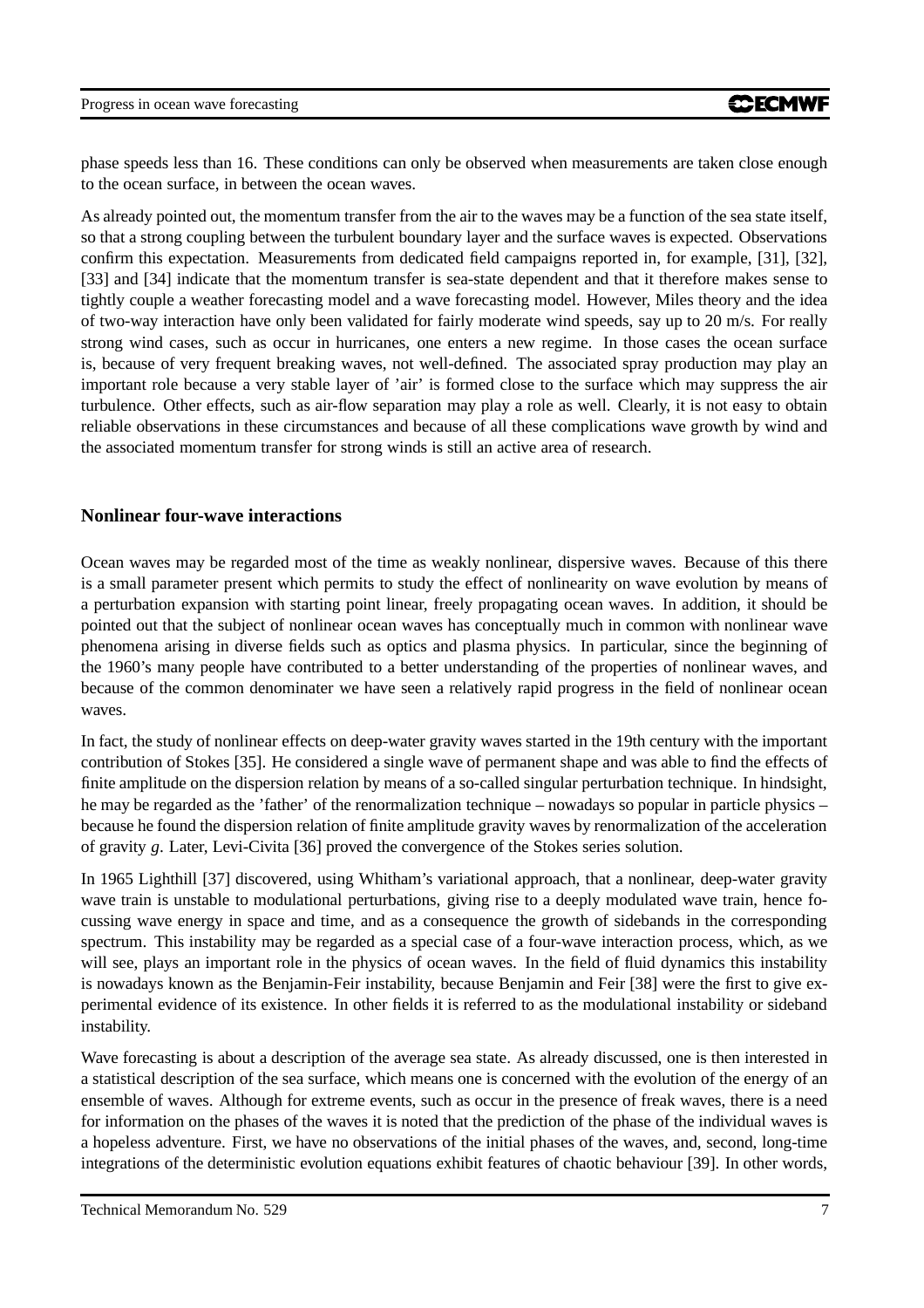phase speeds less than 16. These conditions can only be observed when measurements are taken close enough to the ocean surface, in between the ocean waves.

As already pointed out, the momentum transfer from the air to the waves may be a function of the sea state itself, so that a strong coupling between the turbulent boundary layer and the surface waves is expected. Observations confirm this expectation. Measurements from dedicated field campaigns reported in, for example, [31], [32], [33] and [34] indicate that the momentum transfer is sea-state dependent and that it therefore makes sense to tightly couple a weather forecasting model and a wave forecasting model. However, Miles theory and the idea of two-way interaction have only been validated for fairly moderate wind speeds, say up to 20 m/s. For really strong wind cases, such as occur in hurricanes, one enters a new regime. In those cases the ocean surface is, because of very frequent breaking waves, not well-defined. The associated spray production may play an important role because a very stable layer of 'air' is formed close to the surface which may suppress the air turbulence. Other effects, such as air-flow separation may play a role as well. Clearly, it is not easy to obtain reliable observations in these circumstances and because of all these complications wave growth by wind and the associated momentum transfer for strong winds is still an active area of research.

## Nonlinear four-wave interactions

Ocean waves may be regarded most of the time as weakly nonlinear, dispersive waves. Because of this there is a small parameter present which permits to study the effect of nonlinearity on wave evolution by means of a perturbation expansion with starting point linear, freely propagating ocean waves. In addition, it should be pointed out that the subject of nonlinear ocean waves has conceptually much in common with nonlinear wave phenomena arising in diverse fields such as optics and plasma physics. In particular, since the beginning of the 1960's many people have contributed to a better understanding of the properties of nonlinear waves, and because of the common denominater we have seen a relatively rapid progress in the field of nonlinear ocean waves.

In fact, the study of nonlinear effects on deep-water gravity waves started in the 19th century with the important contribution of Stokes [35]. He considered a single wave of permanent shape and was able to find the effects of finite amplitude on the dispersion relation by means of a so-called singular perturbation technique. In hindsight, he may be regarded as the 'father' of the renormalization technique – nowadays so popular in particle physics – because he found the dispersion relation of finite amplitude gravity waves by renormalization of the acceleration of gravity $g$. Later, Levi-Civita [36] proved the convergence of the Stokes series solution.

In 1965 Lighthill [37] discovered, using Whitham's variational approach, that a nonlinear, deep-water gravity wave train is unstable to modulational perturbations, giving rise to a deeply modulated wave train, hence focussing wave energy in space and time, and as a consequence the growth of sidebands in the corresponding spectrum. This instability may be regarded as a special case of a four-wave interaction process, which, as we will see, plays an important role in the physics of ocean waves. In the field of fluid dynamics this instability is nowadays known as the Benjamin-Feir instability, because Benjamin and Feir [38] were the first to give experimental evidence of its existence. In other fields it is referred to as the modulational instability or sideband instability.

Wave forecasting is about a description of the average sea state. As already discussed, one is then interested in a statistical description of the sea surface, which means one is concerned with the evolution of the energy of an ensemble of waves. Although for extreme events, such as occur in the presence of freak waves, there is a need for information on the phases of the waves it is noted that the prediction of the phase of the individual waves is a hopeless adventure. First, we have no observations of the initial phases of the waves, and, second, long-time integrations of the deterministic evolution equations exhibit features of chaotic behaviour [39]. In other words,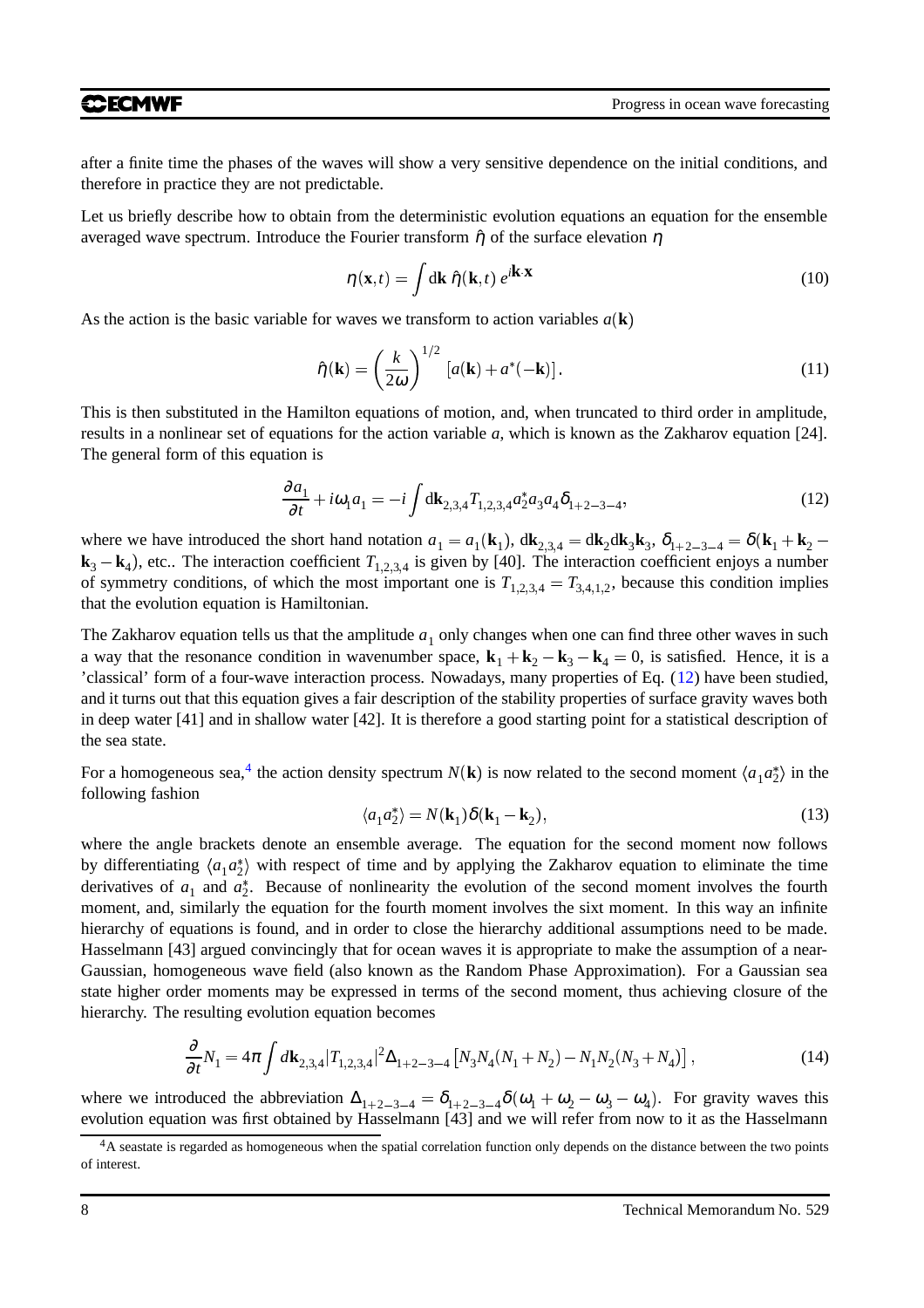after a finite time the phases of the waves will show a very sensitive dependence on the initial conditions, and therefore in practice they are not predictable.

Let us briefly describe how to obtain from the deterministic evolution equations an equation for the ensemble averaged wave spectrum. Introduce the Fourier transform $\hat{\eta}$ of the surface elevation $\eta$

$$\eta(\mathbf{x},t) = \int \mathrm{d}\mathbf{k}\; \hat{\eta}(\mathbf{k},t)\, e^{i\mathbf{k}\cdot\mathbf{x}} \tag{10}$$

As the action is the basic variable for waves we transform to action variables $a(\mathbf{k})$

$$\hat{\eta}(\mathbf{k}) = \left(\frac{k}{2\omega}\right)^{1/2} \left[a(\mathbf{k}) + a^*(-\mathbf{k})\right]. \tag{11}$$

This is then substituted in the Hamilton equations of motion, and, when truncated to third order in amplitude, results in a nonlinear set of equations for the action variable $a$, which is known as the Zakharov equation [24]. The general form of this equation is

$$\frac{\partial a_1}{\partial t} + i\omega_1 a_1 = -i \int \mathrm{d}\mathbf{k}_{2,3,4} T_{1,2,3,4} a_2^* a_3 a_4 \delta_{1+2-3-4}, \tag{12}$$

where we have introduced the short hand notation $a_1 = a_1(\mathbf{k}_1)$, $\mathrm{d}\mathbf{k}_{2,3,4} = \mathrm{d}\mathbf{k}_2 \mathrm{d}\mathbf{k}_3 \mathbf{k}_3$, $\delta_{1+2-3-4} = \delta(\mathbf{k}_1 + \mathbf{k}_2 - \mathbf{k}_3 - \mathbf{k}_4)$, etc.. The interaction coefficient $T_{1,2,3,4}$ is given by [40]. The interaction coefficient enjoys a number of symmetry conditions, of which the most important one is $T_{1,2,3,4} = T_{3,4,1,2}$, because this condition implies that the evolution equation is Hamiltonian.

The Zakharov equation tells us that the amplitude $a_1$ only changes when one can find three other waves in such a way that the resonance condition in wavenumber space, $\mathbf{k}_1 + \mathbf{k}_2 - \mathbf{k}_3 - \mathbf{k}_4 = 0$, is satisfied. Hence, it is a 'classical' form of a four-wave interaction process. Nowadays, many properties of Eq. (12) have been studied, and it turns out that this equation gives a fair description of the stability properties of surface gravity waves both in deep water [41] and in shallow water [42]. It is therefore a good starting point for a statistical description of the sea state.

For a homogeneous sea,[4] the action density spectrum $N(\mathbf{k})$ is now related to the second moment $\langle a_1 a_2^* \rangle$ in the following fashion

$$\langle a_1 a_2^* \rangle = N(\mathbf{k}_1)\delta(\mathbf{k}_1 - \mathbf{k}_2), \tag{13}$$

where the angle brackets denote an ensemble average. The equation for the second moment now follows by differentiating $\langle a_1 a_2^* \rangle$ with respect of time and by applying the Zakharov equation to eliminate the time derivatives of $a_1$ and $a_2^*$. Because of nonlinearity the evolution of the second moment involves the fourth moment, and, similarly the equation for the fourth moment involves the sixt moment. In this way an infinite hierarchy of equations is found, and in order to close the hierarchy additional assumptions need to be made. Hasselmann [43] argued convincingly that for ocean waves it is appropriate to make the assumption of a near-Gaussian, homogeneous wave field (also known as the Random Phase Approximation). For a Gaussian sea state higher order moments may be expressed in terms of the second moment, thus achieving closure of the hierarchy. The resulting evolution equation becomes

$$\frac{\partial}{\partial t} N_1 = 4\pi \int d\mathbf{k}_{2,3,4} |T_{1,2,3,4}|^2 \Delta_{1+2-3-4} \left[N_3 N_4 (N_1 + N_2) - N_1 N_2 (N_3 + N_4)\right], \tag{14}$$

where we introduced the abbreviation $\Delta_{1+2-3-4} = \delta_{1+2-3-4}\delta(\omega_1 + \omega_2 - \omega_3 - \omega_4)$. For gravity waves this evolution equation was first obtained by Hasselmann [43] and we will refer from now to it as the Hasselmann

[4] A seastate is regarded as homogeneous when the spatial correlation function only depends on the distance between the two points of interest.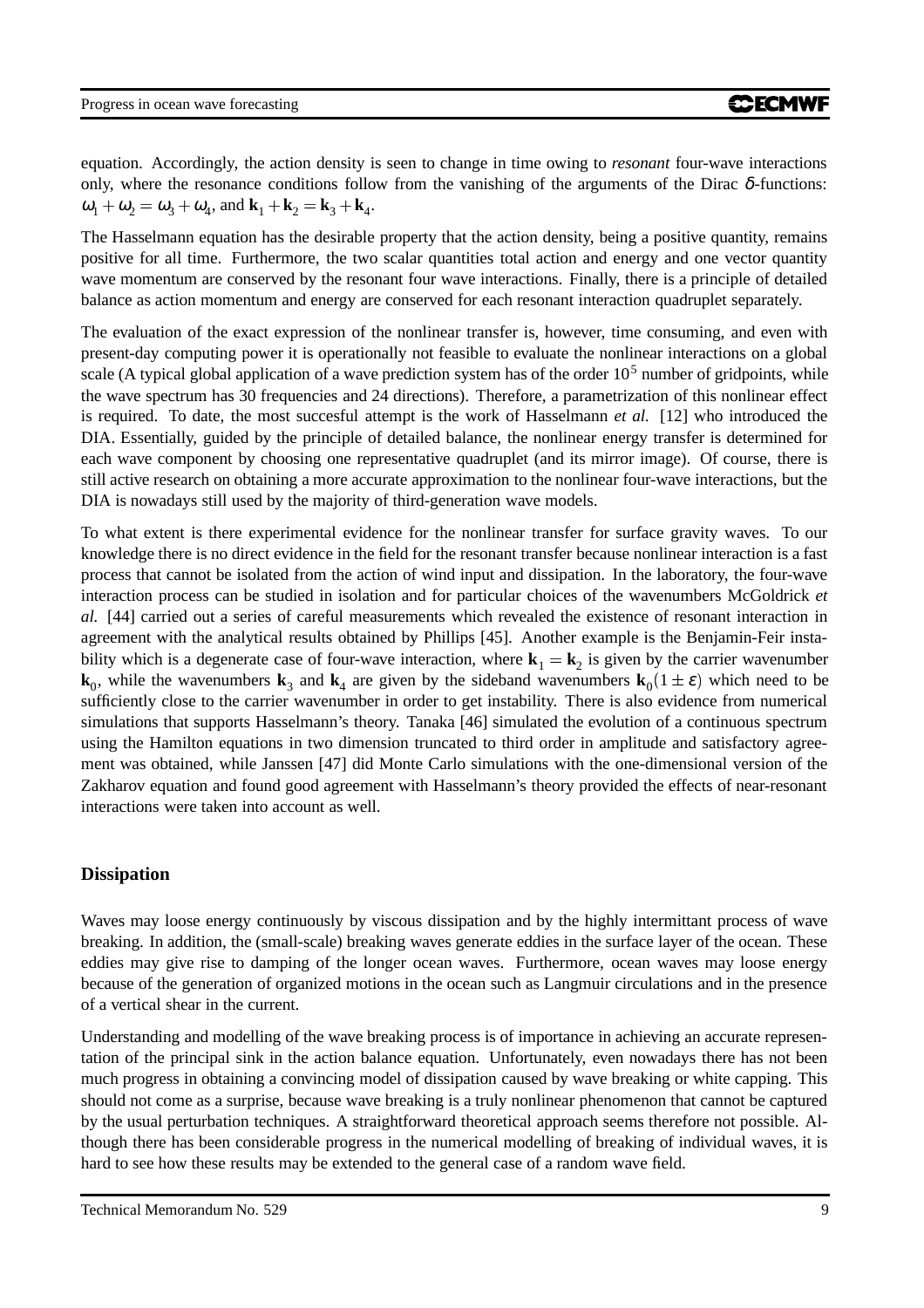equation. Accordingly, the action density is seen to change in time owing to *resonant* four-wave interactions only, where the resonance conditions follow from the vanishing of the arguments of the Dirac $\delta$-functions: $\omega_1 + \omega_2 = \omega_3 + \omega_4$, and $\mathbf{k}_1 + \mathbf{k}_2 = \mathbf{k}_3 + \mathbf{k}_4$.

The Hasselmann equation has the desirable property that the action density, being a positive quantity, remains positive for all time. Furthermore, the two scalar quantities total action and energy and one vector quantity wave momentum are conserved by the resonant four wave interactions. Finally, there is a principle of detailed balance as action momentum and energy are conserved for each resonant interaction quadruplet separately.

The evaluation of the exact expression of the nonlinear transfer is, however, time consuming, and even with present-day computing power it is operationally not feasible to evaluate the nonlinear interactions on a global scale (A typical global application of a wave prediction system has of the order $10^5$ number of gridpoints, while the wave spectrum has 30 frequencies and 24 directions). Therefore, a parametrization of this nonlinear effect is required. To date, the most succesful attempt is the work of Hasselmann *et al.* [12] who introduced the DIA. Essentially, guided by the principle of detailed balance, the nonlinear energy transfer is determined for each wave component by choosing one representative quadruplet (and its mirror image). Of course, there is still active research on obtaining a more accurate approximation to the nonlinear four-wave interactions, but the DIA is nowadays still used by the majority of third-generation wave models.

To what extent is there experimental evidence for the nonlinear transfer for surface gravity waves. To our knowledge there is no direct evidence in the field for the resonant transfer because nonlinear interaction is a fast process that cannot be isolated from the action of wind input and dissipation. In the laboratory, the four-wave interaction process can be studied in isolation and for particular choices of the wavenumbers McGoldrick *et al.* [44] carried out a series of careful measurements which revealed the existence of resonant interaction in agreement with the analytical results obtained by Phillips [45]. Another example is the Benjamin-Feir instability which is a degenerate case of four-wave interaction, where $\mathbf{k}_1 = \mathbf{k}_2$ is given by the carrier wavenumber $\mathbf{k}_0$, while the wavenumbers $\mathbf{k}_3$ and $\mathbf{k}_4$ are given by the sideband wavenumbers $\mathbf{k}_0(1 \pm \varepsilon)$ which need to be sufficiently close to the carrier wavenumber in order to get instability. There is also evidence from numerical simulations that supports Hasselmann's theory. Tanaka [46] simulated the evolution of a continuous spectrum using the Hamilton equations in two dimension truncated to third order in amplitude and satisfactory agreement was obtained, while Janssen [47] did Monte Carlo simulations with the one-dimensional version of the Zakharov equation and found good agreement with Hasselmann's theory provided the effects of near-resonant interactions were taken into account as well.

## Dissipation

Waves may loose energy continuously by viscous dissipation and by the highly intermittant process of wave breaking. In addition, the (small-scale) breaking waves generate eddies in the surface layer of the ocean. These eddies may give rise to damping of the longer ocean waves. Furthermore, ocean waves may loose energy because of the generation of organized motions in the ocean such as Langmuir circulations and in the presence of a vertical shear in the current.

Understanding and modelling of the wave breaking process is of importance in achieving an accurate representation of the principal sink in the action balance equation. Unfortunately, even nowadays there has not been much progress in obtaining a convincing model of dissipation caused by wave breaking or white capping. This should not come as a surprise, because wave breaking is a truly nonlinear phenomenon that cannot be captured by the usual perturbation techniques. A straightforward theoretical approach seems therefore not possible. Although there has been considerable progress in the numerical modelling of breaking of individual waves, it is hard to see how these results may be extended to the general case of a random wave field.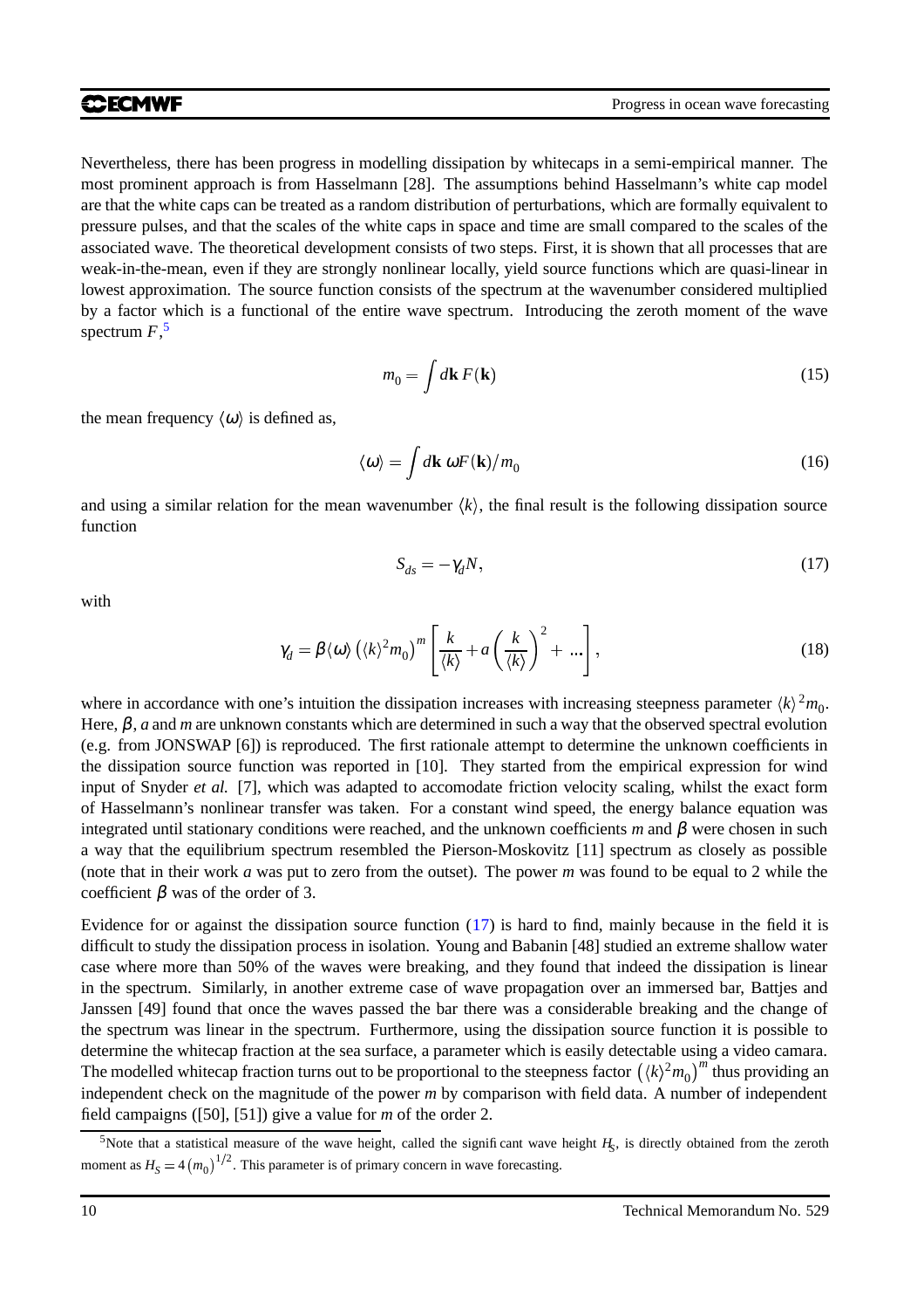Nevertheless, there has been progress in modelling dissipation by whitecaps in a semi-empirical manner. The most prominent approach is from Hasselmann [28]. The assumptions behind Hasselmann's white cap model are that the white caps can be treated as a random distribution of perturbations, which are formally equivalent to pressure pulses, and that the scales of the white caps in space and time are small compared to the scales of the associated wave. The theoretical development consists of two steps. First, it is shown that all processes that are weak-in-the-mean, even if they are strongly nonlinear locally, yield source functions which are quasi-linear in lowest approximation. The source function consists of the spectrum at the wavenumber considered multiplied by a factor which is a functional of the entire wave spectrum. Introducing the zeroth moment of the wave spectrum $F$,[5]

$$m_0 = \int d\mathbf{k}\, F(\mathbf{k}) \tag{15}$$

the mean frequency $\langle\omega\rangle$ is defined as,

$$\langle\omega\rangle = \int d\mathbf{k}\ \omega F(\mathbf{k}) / m_0 \tag{16}$$

and using a similar relation for the mean wavenumber $\langle k\rangle$, the final result is the following dissipation source function

$$S_{ds} = -\gamma_d N, \tag{17}$$

with

$$\gamma_d = \beta \langle\omega\rangle \left(\langle k\rangle^2 m_0\right)^m \left[\frac{k}{\langle k\rangle} + a\left(\frac{k}{\langle k\rangle}\right)^2 + \ldots\right], \tag{18}$$

where in accordance with one's intuition the dissipation increases with increasing steepness parameter $\langle k\rangle^2 m_0$. Here, $\beta$, $a$ and $m$ are unknown constants which are determined in such a way that the observed spectral evolution (e.g. from JONSWAP [6]) is reproduced. The first rationale attempt to determine the unknown coefficients in the dissipation source function was reported in [10]. They started from the empirical expression for wind input of Snyder *et al.* [7], which was adapted to accomodate friction velocity scaling, whilst the exact form of Hasselmann's nonlinear transfer was taken. For a constant wind speed, the energy balance equation was integrated until stationary conditions were reached, and the unknown coefficients $m$ and $\beta$ were chosen in such a way that the equilibrium spectrum resembled the Pierson-Moskovitz [11] spectrum as closely as possible (note that in their work $a$ was put to zero from the outset). The power $m$ was found to be equal to 2 while the coefficient $\beta$ was of the order of 3.

Evidence for or against the dissipation source function (17) is hard to find, mainly because in the field it is difficult to study the dissipation process in isolation. Young and Babanin [48] studied an extreme shallow water case where more than 50% of the waves were breaking, and they found that indeed the dissipation is linear in the spectrum. Similarly, in another extreme case of wave propagation over an immersed bar, Battjes and Janssen [49] found that once the waves passed the bar there was a considerable breaking and the change of the spectrum was linear in the spectrum. Furthermore, using the dissipation source function it is possible to determine the whitecap fraction at the sea surface, a parameter which is easily detectable using a video camara. The modelled whitecap fraction turns out to be proportional to the steepness factor $\left(\langle k\rangle^2 m_0\right)^m$ thus providing an independent check on the magnitude of the power $m$ by comparison with field data. A number of independent field campaigns ([50], [51]) give a value for $m$ of the order 2.

[5] Note that a statistical measure of the wave height, called the significant wave height $H_S$, is directly obtained from the zeroth moment as $H_S = 4\left(m_0\right)^{1/2}$. This parameter is of primary concern in wave forecasting.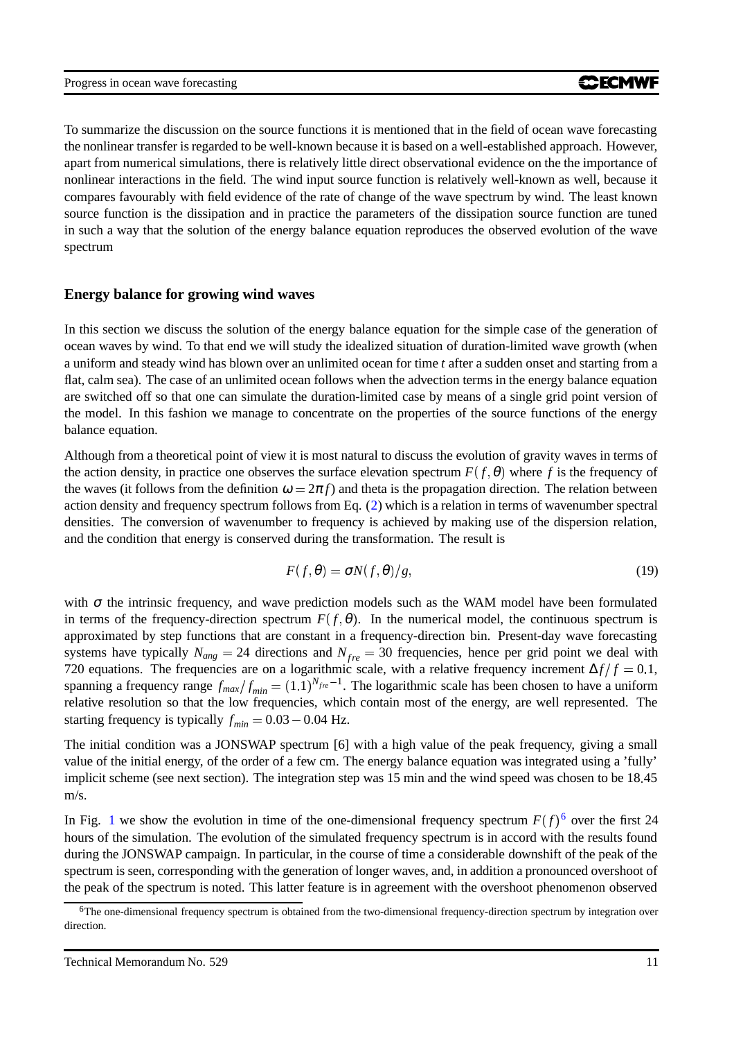To summarize the discussion on the source functions it is mentioned that in the field of ocean wave forecasting the nonlinear transfer is regarded to be well-known because it is based on a well-established approach. However, apart from numerical simulations, there is relatively little direct observational evidence on the the importance of nonlinear interactions in the field. The wind input source function is relatively well-known as well, because it compares favourably with field evidence of the rate of change of the wave spectrum by wind. The least known source function is the dissipation and in practice the parameters of the dissipation source function are tuned in such a way that the solution of the energy balance equation reproduces the observed evolution of the wave spectrum

## Energy balance for growing wind waves

In this section we discuss the solution of the energy balance equation for the simple case of the generation of ocean waves by wind. To that end we will study the idealized situation of duration-limited wave growth (when a uniform and steady wind has blown over an unlimited ocean for time $t$ after a sudden onset and starting from a flat, calm sea). The case of an unlimited ocean follows when the advection terms in the energy balance equation are switched off so that one can simulate the duration-limited case by means of a single grid point version of the model. In this fashion we manage to concentrate on the properties of the source functions of the energy balance equation.

Although from a theoretical point of view it is most natural to discuss the evolution of gravity waves in terms of the action density, in practice one observes the surface elevation spectrum $F(f,\theta)$ where $f$ is the frequency of the waves (it follows from the definition $\omega = 2\pi f$) and theta is the propagation direction. The relation between action density and frequency spectrum follows from Eq. (2) which is a relation in terms of wavenumber spectral densities. The conversion of wavenumber to frequency is achieved by making use of the dispersion relation, and the condition that energy is conserved during the transformation. The result is

$$F(f,\theta) = \sigma N(f,\theta)/g, \tag{19}$$

with $\sigma$ the intrinsic frequency, and wave prediction models such as the WAM model have been formulated in terms of the frequency-direction spectrum $F(f,\theta)$. In the numerical model, the continuous spectrum is approximated by step functions that are constant in a frequency-direction bin. Present-day wave forecasting systems have typically $N_{ang} = 24$ directions and $N_{fre} = 30$ frequencies, hence per grid point we deal with 720 equations. The frequencies are on a logarithmic scale, with a relative frequency increment $\Delta f/f = 0.1$, spanning a frequency range $f_{max}/f_{min} = (1.1)^{N_{fre}-1}$. The logarithmic scale has been chosen to have a uniform relative resolution so that the low frequencies, which contain most of the energy, are well represented. The starting frequency is typically $f_{min} = 0.03 - 0.04$ Hz.

The initial condition was a JONSWAP spectrum [6] with a high value of the peak frequency, giving a small value of the initial energy, of the order of a few cm. The energy balance equation was integrated using a 'fully' implicit scheme (see next section). The integration step was 15 min and the wind speed was chosen to be 18.45 m/s.

In Fig. 1 we show the evolution in time of the one-dimensional frequency spectrum $F(f)$[6] over the first 24 hours of the simulation. The evolution of the simulated frequency spectrum is in accord with the results found during the JONSWAP campaign. In particular, in the course of time a considerable downshift of the peak of the spectrum is seen, corresponding with the generation of longer waves, and, in addition a pronounced overshoot of the peak of the spectrum is noted. This latter feature is in agreement with the overshoot phenomenon observed

[6] The one-dimensional frequency spectrum is obtained from the two-dimensional frequency-direction spectrum by integration over direction.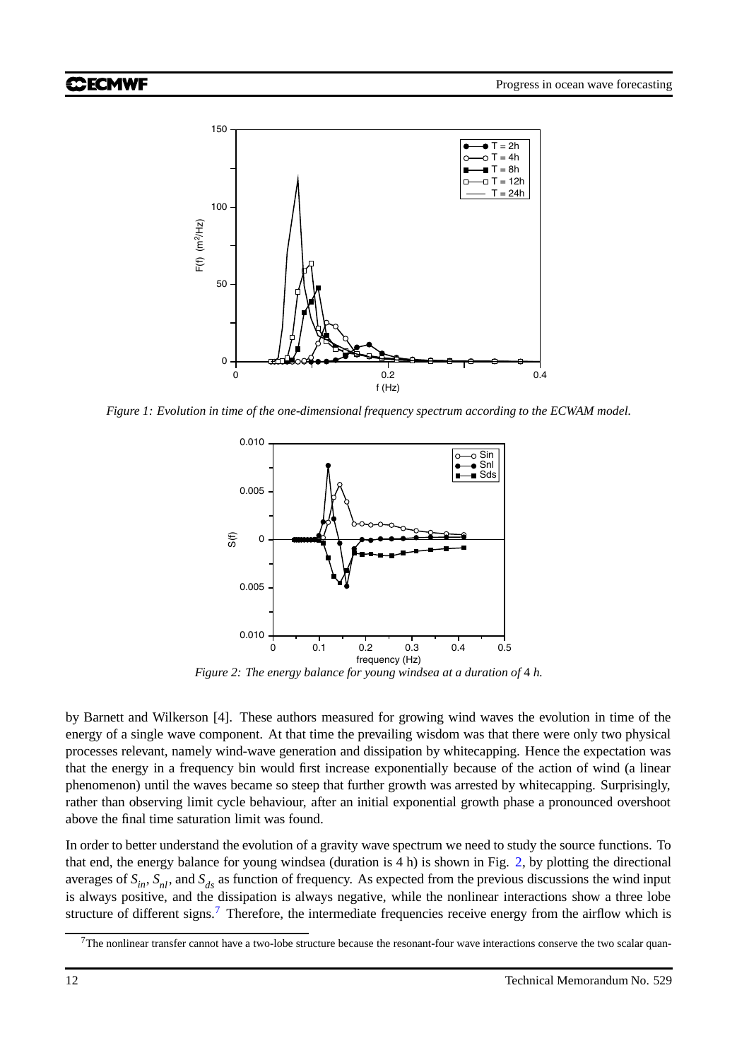*Figure 1: Evolution in time of the one-dimensional frequency spectrum according to the ECWAM model.*

*Figure 2: The energy balance for young windsea at a duration of* 4 *h.*

by Barnett and Wilkerson [4]. These authors measured for growing wind waves the evolution in time of the energy of a single wave component. At that time the prevailing wisdom was that there were only two physical processes relevant, namely wind-wave generation and dissipation by whitecapping. Hence the expectation was that the energy in a frequency bin would first increase exponentially because of the action of wind (a linear phenomenon) until the waves became so steep that further growth was arrested by whitecapping. Surprisingly, rather than observing limit cycle behaviour, after an initial exponential growth phase a pronounced overshoot above the final time saturation limit was found.

In order to better understand the evolution of a gravity wave spectrum we need to study the source functions. To that end, the energy balance for young windsea (duration is 4 h) is shown in Fig. 2, by plotting the directional averages of $S_{in}$, $S_{nl}$, and $S_{ds}$ as function of frequency. As expected from the previous discussions the wind input is always positive, and the dissipation is always negative, while the nonlinear interactions show a three lobe structure of different signs.[7] Therefore, the intermediate frequencies receive energy from the airflow which is

[7] The nonlinear transfer cannot have a two-lobe structure because the resonant-four wave interactions conserve the two scalar quan-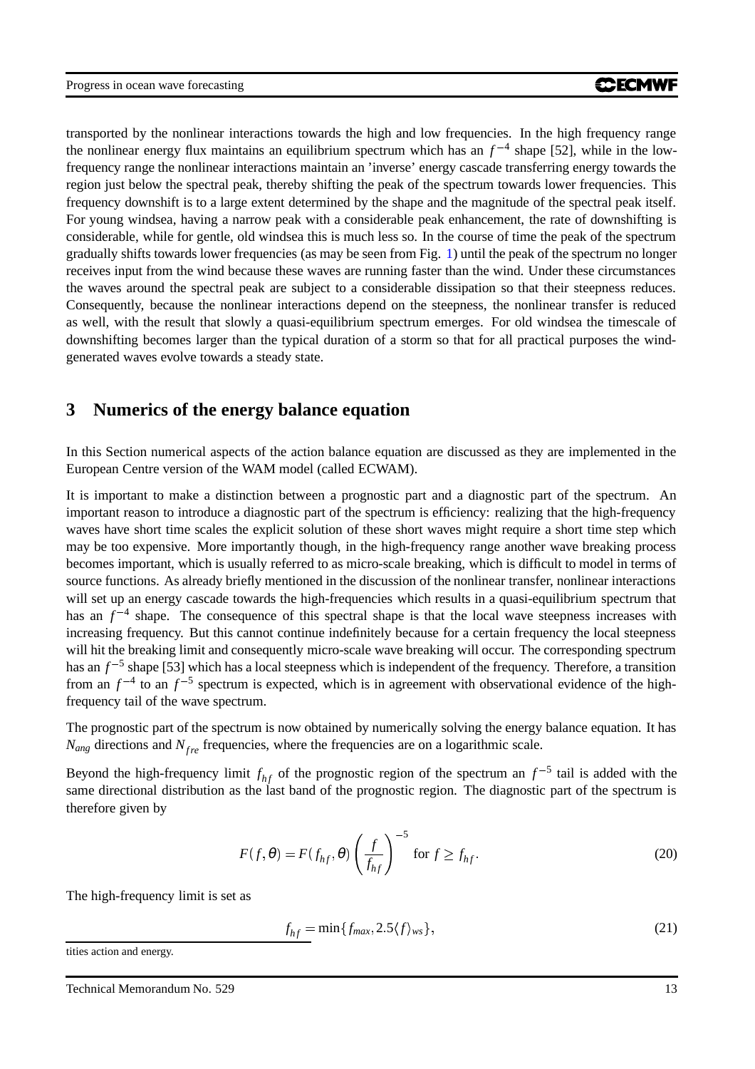transported by the nonlinear interactions towards the high and low frequencies. In the high frequency range the nonlinear energy flux maintains an equilibrium spectrum which has an $f^{-4}$ shape [52], while in the low-frequency range the nonlinear interactions maintain an 'inverse' energy cascade transferring energy towards the region just below the spectral peak, thereby shifting the peak of the spectrum towards lower frequencies. This frequency downshift is to a large extent determined by the shape and the magnitude of the spectral peak itself. For young windsea, having a narrow peak with a considerable peak enhancement, the rate of downshifting is considerable, while for gentle, old windsea this is much less so. In the course of time the peak of the spectrum gradually shifts towards lower frequencies (as may be seen from Fig. 1) until the peak of the spectrum no longer receives input from the wind because these waves are running faster than the wind. Under these circumstances the waves around the spectral peak are subject to a considerable dissipation so that their steepness reduces. Consequently, because the nonlinear interactions depend on the steepness, the nonlinear transfer is reduced as well, with the result that slowly a quasi-equilibrium spectrum emerges. For old windsea the timescale of downshifting becomes larger than the typical duration of a storm so that for all practical purposes the wind-generated waves evolve towards a steady state.

## 3 Numerics of the energy balance equation

In this Section numerical aspects of the action balance equation are discussed as they are implemented in the European Centre version of the WAM model (called ECWAM).

It is important to make a distinction between a prognostic part and a diagnostic part of the spectrum. An important reason to introduce a diagnostic part of the spectrum is efficiency: realizing that the high-frequency waves have short time scales the explicit solution of these short waves might require a short time step which may be too expensive. More importantly though, in the high-frequency range another wave breaking process becomes important, which is usually referred to as micro-scale breaking, which is difficult to model in terms of source functions. As already briefly mentioned in the discussion of the nonlinear transfer, nonlinear interactions will set up an energy cascade towards the high-frequencies which results in a quasi-equilibrium spectrum that has an $f^{-4}$ shape. The consequence of this spectral shape is that the local wave steepness increases with increasing frequency. But this cannot continue indefinitely because for a certain frequency the local steepness will hit the breaking limit and consequently micro-scale wave breaking will occur. The corresponding spectrum has an $f^{-5}$ shape [53] which has a local steepness which is independent of the frequency. Therefore, a transition from an $f^{-4}$ to an $f^{-5}$ spectrum is expected, which is in agreement with observational evidence of the high-frequency tail of the wave spectrum.

The prognostic part of the spectrum is now obtained by numerically solving the energy balance equation. It has $N_{ang}$ directions and $N_{fre}$ frequencies, where the frequencies are on a logarithmic scale.

Beyond the high-frequency limit $f_{hf}$ of the prognostic region of the spectrum an $f^{-5}$ tail is added with the same directional distribution as the last band of the prognostic region. The diagnostic part of the spectrum is therefore given by

$$F(f,\theta) = F(f_{hf},\theta)\left(\frac{f}{f_{hf}}\right)^{-5} \text{ for } f \geq f_{hf}. \tag{20}$$

The high-frequency limit is set as

$$f_{hf} = \min\{f_{max}, 2.5\langle f\rangle_{ws}\}, \tag{21}$$

tities action and energy.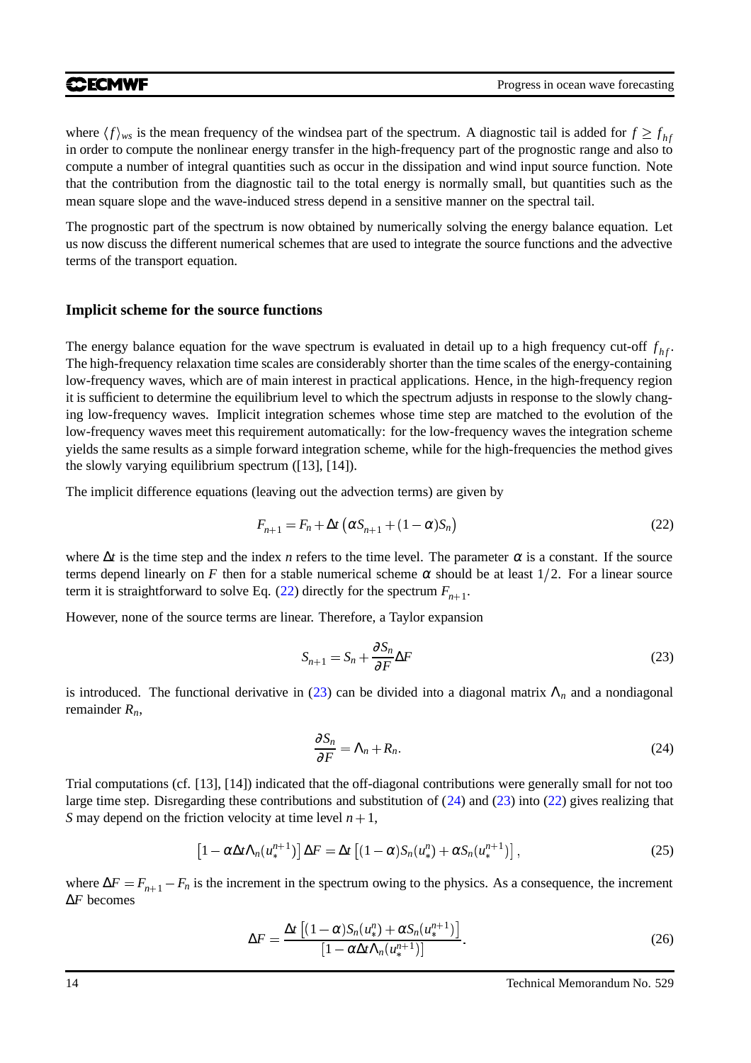where $\langle f \rangle_{ws}$ is the mean frequency of the windsea part of the spectrum. A diagnostic tail is added for $f \geq f_{hf}$ in order to compute the nonlinear energy transfer in the high-frequency part of the prognostic range and also to compute a number of integral quantities such as occur in the dissipation and wind input source function. Note that the contribution from the diagnostic tail to the total energy is normally small, but quantities such as the mean square slope and the wave-induced stress depend in a sensitive manner on the spectral tail.

The prognostic part of the spectrum is now obtained by numerically solving the energy balance equation. Let us now discuss the different numerical schemes that are used to integrate the source functions and the advective terms of the transport equation.

### Implicit scheme for the source functions

The energy balance equation for the wave spectrum is evaluated in detail up to a high frequency cut-off $f_{hf}$. The high-frequency relaxation time scales are considerably shorter than the time scales of the energy-containing low-frequency waves, which are of main interest in practical applications. Hence, in the high-frequency region it is sufficient to determine the equilibrium level to which the spectrum adjusts in response to the slowly changing low-frequency waves. Implicit integration schemes whose time step are matched to the evolution of the low-frequency waves meet this requirement automatically: for the low-frequency waves the integration scheme yields the same results as a simple forward integration scheme, while for the high-frequencies the method gives the slowly varying equilibrium spectrum ([13], [14]).

The implicit difference equations (leaving out the advection terms) are given by

$$F_{n+1} = F_n + \Delta t \left( \alpha S_{n+1} + (1-\alpha) S_n \right) \tag{22}$$

where $\Delta t$ is the time step and the index $n$ refers to the time level. The parameter $\alpha$ is a constant. If the source terms depend linearly on $F$ then for a stable numerical scheme $\alpha$ should be at least $1/2$. For a linear source term it is straightforward to solve Eq. (22) directly for the spectrum $F_{n+1}$.

However, none of the source terms are linear. Therefore, a Taylor expansion

$$S_{n+1} = S_n + \frac{\partial S_n}{\partial F} \Delta F \tag{23}$$

is introduced. The functional derivative in (23) can be divided into a diagonal matrix $\Lambda_n$ and a nondiagonal remainder $R_n$,

$$\frac{\partial S_n}{\partial F} = \Lambda_n + R_n. \tag{24}$$

Trial computations (cf. [13], [14]) indicated that the off-diagonal contributions were generally small for not too large time step. Disregarding these contributions and substitution of (24) and (23) into (22) gives realizing that $S$ may depend on the friction velocity at time level $n+1$,

$$\left[1 - \alpha \Delta t \Lambda_n(u_*^{n+1})\right] \Delta F = \Delta t \left[(1-\alpha) S_n(u_*^n) + \alpha S_n(u_*^{n+1})\right], \tag{25}$$

where $\Delta F = F_{n+1} - F_n$ is the increment in the spectrum owing to the physics. As a consequence, the increment $\Delta F$ becomes

$$\Delta F = \frac{\Delta t \left[(1-\alpha) S_n(u_*^n) + \alpha S_n(u_*^{n+1})\right]}{\left[1 - \alpha \Delta t \Lambda_n(u_*^{n+1})\right]}. \tag{26}$$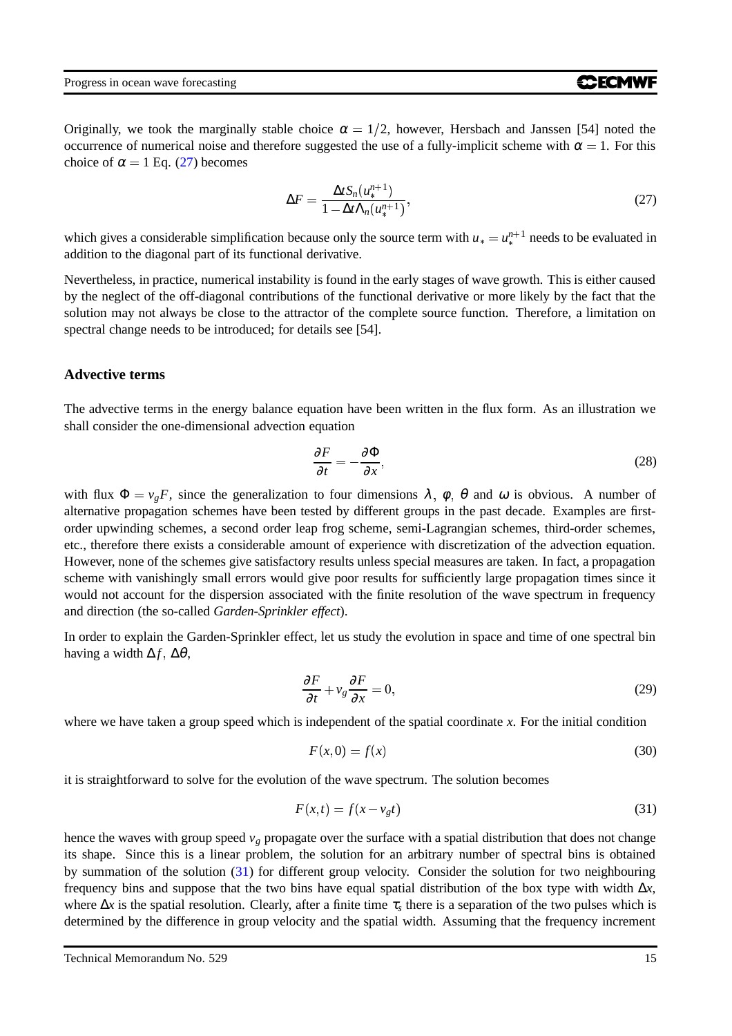Originally, we took the marginally stable choice $\alpha = 1/2$, however, Hersbach and Janssen [54] noted the occurrence of numerical noise and therefore suggested the use of a fully-implicit scheme with $\alpha = 1$. For this choice of $\alpha = 1$ Eq. (27) becomes

$$\Delta F = \frac{\Delta t S_n(u_*^{n+1})}{1 - \Delta t \Lambda_n(u_*^{n+1})}, \tag{27}$$

which gives a considerable simplification because only the source term with $u_* = u_*^{n+1}$ needs to be evaluated in addition to the diagonal part of its functional derivative.

Nevertheless, in practice, numerical instability is found in the early stages of wave growth. This is either caused by the neglect of the off-diagonal contributions of the functional derivative or more likely by the fact that the solution may not always be close to the attractor of the complete source function. Therefore, a limitation on spectral change needs to be introduced; for details see [54].

### Advective terms

The advective terms in the energy balance equation have been written in the flux form. As an illustration we shall consider the one-dimensional advection equation

$$\frac{\partial F}{\partial t} = -\frac{\partial \Phi}{\partial x}, \tag{28}$$

with flux $\Phi = v_g F$, since the generalization to four dimensions $\lambda$, $\varphi$, $\theta$ and $\omega$ is obvious. A number of alternative propagation schemes have been tested by different groups in the past decade. Examples are first-order upwinding schemes, a second order leap frog scheme, semi-Lagrangian schemes, third-order schemes, etc., therefore there exists a considerable amount of experience with discretization of the advection equation. However, none of the schemes give satisfactory results unless special measures are taken. In fact, a propagation scheme with vanishingly small errors would give poor results for sufficiently large propagation times since it would not account for the dispersion associated with the finite resolution of the wave spectrum in frequency and direction (the so-called *Garden-Sprinkler effect*).

In order to explain the Garden-Sprinkler effect, let us study the evolution in space and time of one spectral bin having a width $\Delta f,\ \Delta\theta$,

$$\frac{\partial F}{\partial t} + v_g \frac{\partial F}{\partial x} = 0, \tag{29}$$

where we have taken a group speed which is independent of the spatial coordinate $x$. For the initial condition

$$F(x,0) = f(x) \tag{30}$$

it is straightforward to solve for the evolution of the wave spectrum. The solution becomes

$$F(x,t) = f(x - v_g t) \tag{31}$$

hence the waves with group speed $v_g$ propagate over the surface with a spatial distribution that does not change its shape. Since this is a linear problem, the solution for an arbitrary number of spectral bins is obtained by summation of the solution (31) for different group velocity. Consider the solution for two neighbouring frequency bins and suppose that the two bins have equal spatial distribution of the box type with width $\Delta x$, where $\Delta x$ is the spatial resolution. Clearly, after a finite time $\tau_s$ there is a separation of the two pulses which is determined by the difference in group velocity and the spatial width. Assuming that the frequency increment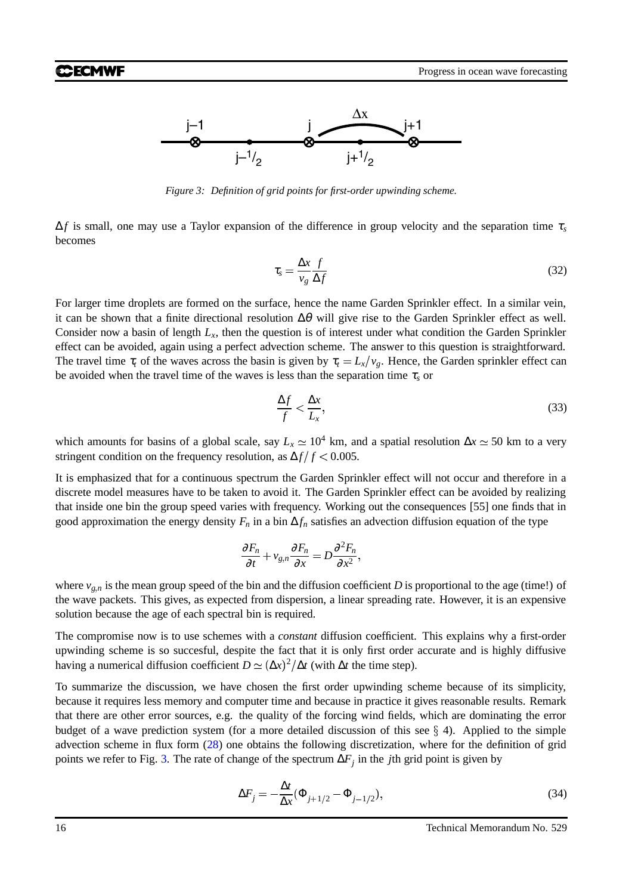*Figure 3: Definition of grid points for first-order upwinding scheme.*

$\Delta f$ is small, one may use a Taylor expansion of the difference in group velocity and the separation time $\tau_s$ becomes

$$\tau_s = \frac{\Delta x}{v_g} \frac{f}{\Delta f} \tag{32}$$

For larger time droplets are formed on the surface, hence the name Garden Sprinkler effect. In a similar vein, it can be shown that a finite directional resolution $\Delta\theta$ will give rise to the Garden Sprinkler effect as well. Consider now a basin of length $L_x$, then the question is of interest under what condition the Garden Sprinkler effect can be avoided, again using a perfect advection scheme. The answer to this question is straightforward. The travel time $\tau_t$ of the waves across the basin is given by $\tau_t = L_x/v_g$. Hence, the Garden sprinkler effect can be avoided when the travel time of the waves is less than the separation time $\tau_s$ or

$$\frac{\Delta f}{f} < \frac{\Delta x}{L_x}, \tag{33}$$

which amounts for basins of a global scale, say $L_x \simeq 10^4$ km, and a spatial resolution $\Delta x \simeq 50$ km to a very stringent condition on the frequency resolution, as $\Delta f/f < 0.005$.

It is emphasized that for a continuous spectrum the Garden Sprinkler effect will not occur and therefore in a discrete model measures have to be taken to avoid it. The Garden Sprinkler effect can be avoided by realizing that inside one bin the group speed varies with frequency. Working out the consequences [55] one finds that in good approximation the energy density $F_n$ in a bin $\Delta f_n$ satisfies an advection diffusion equation of the type

$$\frac{\partial F_n}{\partial t} + v_{g,n}\frac{\partial F_n}{\partial x} = D\frac{\partial^2 F_n}{\partial x^2},$$

where $v_{g,n}$ is the mean group speed of the bin and the diffusion coefficient $D$ is proportional to the age (time!) of the wave packets. This gives, as expected from dispersion, a linear spreading rate. However, it is an expensive solution because the age of each spectral bin is required.

The compromise now is to use schemes with a *constant* diffusion coefficient. This explains why a first-order upwinding scheme is so succesful, despite the fact that it is only first order accurate and is highly diffusive having a numerical diffusion coefficient $D \simeq (\Delta x)^2/\Delta t$ (with $\Delta t$ the time step).

To summarize the discussion, we have chosen the first order upwinding scheme because of its simplicity, because it requires less memory and computer time and because in practice it gives reasonable results. Remark that there are other error sources, e.g. the quality of the forcing wind fields, which are dominating the error budget of a wave prediction system (for a more detailed discussion of this see § 4). Applied to the simple advection scheme in flux form (28) one obtains the following discretization, where for the definition of grid points we refer to Fig. 3. The rate of change of the spectrum $\Delta F_j$ in the $j$th grid point is given by

$$\Delta F_j = -\frac{\Delta t}{\Delta x}(\Phi_{j+1/2} - \Phi_{j-1/2}), \tag{34}$$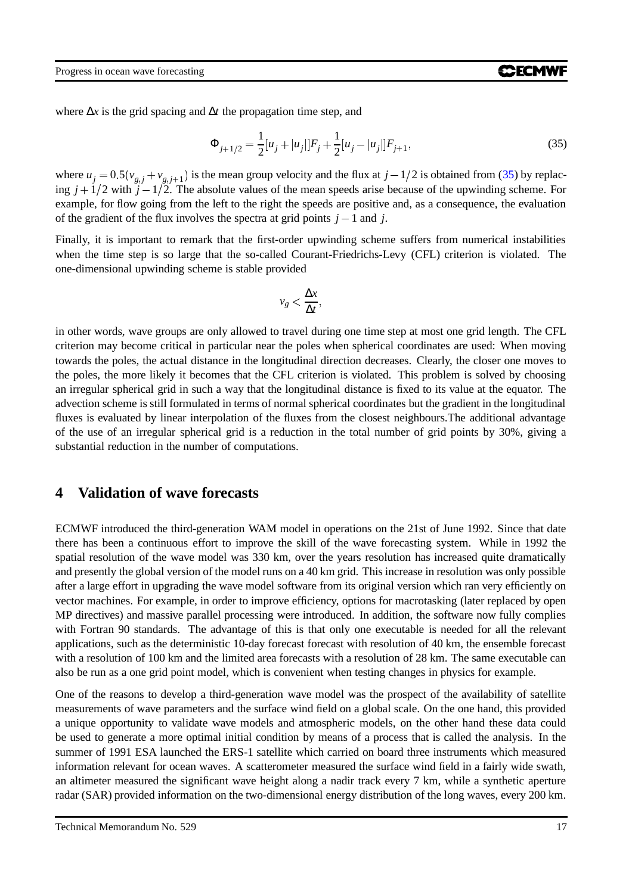where $\Delta x$ is the grid spacing and $\Delta t$ the propagation time step, and

$$\Phi_{j+1/2} = \frac{1}{2}[u_j + |u_j|]F_j + \frac{1}{2}[u_j - |u_j|]F_{j+1}, \tag{35}$$

where $u_j = 0.5(v_{g,j} + v_{g,j+1})$ is the mean group velocity and the flux at $j-1/2$ is obtained from (35) by replacing $j+1/2$ with $j-1/2$. The absolute values of the mean speeds arise because of the upwinding scheme. For example, for flow going from the left to the right the speeds are positive and, as a consequence, the evaluation of the gradient of the flux involves the spectra at grid points $j-1$ and $j$.

Finally, it is important to remark that the first-order upwinding scheme suffers from numerical instabilities when the time step is so large that the so-called Courant-Friedrichs-Levy (CFL) criterion is violated. The one-dimensional upwinding scheme is stable provided

$$v_g < \frac{\Delta x}{\Delta t},$$

in other words, wave groups are only allowed to travel during one time step at most one grid length. The CFL criterion may become critical in particular near the poles when spherical coordinates are used: When moving towards the poles, the actual distance in the longitudinal direction decreases. Clearly, the closer one moves to the poles, the more likely it becomes that the CFL criterion is violated. This problem is solved by choosing an irregular spherical grid in such a way that the longitudinal distance is fixed to its value at the equator. The advection scheme is still formulated in terms of normal spherical coordinates but the gradient in the longitudinal fluxes is evaluated by linear interpolation of the fluxes from the closest neighbours.The additional advantage of the use of an irregular spherical grid is a reduction in the total number of grid points by 30%, giving a substantial reduction in the number of computations.

## 4 Validation of wave forecasts

ECMWF introduced the third-generation WAM model in operations on the 21st of June 1992. Since that date there has been a continuous effort to improve the skill of the wave forecasting system. While in 1992 the spatial resolution of the wave model was 330 km, over the years resolution has increased quite dramatically and presently the global version of the model runs on a 40 km grid. This increase in resolution was only possible after a large effort in upgrading the wave model software from its original version which ran very efficiently on vector machines. For example, in order to improve efficiency, options for macrotasking (later replaced by open MP directives) and massive parallel processing were introduced. In addition, the software now fully complies with Fortran 90 standards. The advantage of this is that only one executable is needed for all the relevant applications, such as the deterministic 10-day forecast forecast with resolution of 40 km, the ensemble forecast with a resolution of 100 km and the limited area forecasts with a resolution of 28 km. The same executable can also be run as a one grid point model, which is convenient when testing changes in physics for example.

One of the reasons to develop a third-generation wave model was the prospect of the availability of satellite measurements of wave parameters and the surface wind field on a global scale. On the one hand, this provided a unique opportunity to validate wave models and atmospheric models, on the other hand these data could be used to generate a more optimal initial condition by means of a process that is called the analysis. In the summer of 1991 ESA launched the ERS-1 satellite which carried on board three instruments which measured information relevant for ocean waves. A scatterometer measured the surface wind field in a fairly wide swath, an altimeter measured the significant wave height along a nadir track every 7 km, while a synthetic aperture radar (SAR) provided information on the two-dimensional energy distribution of the long waves, every 200 km.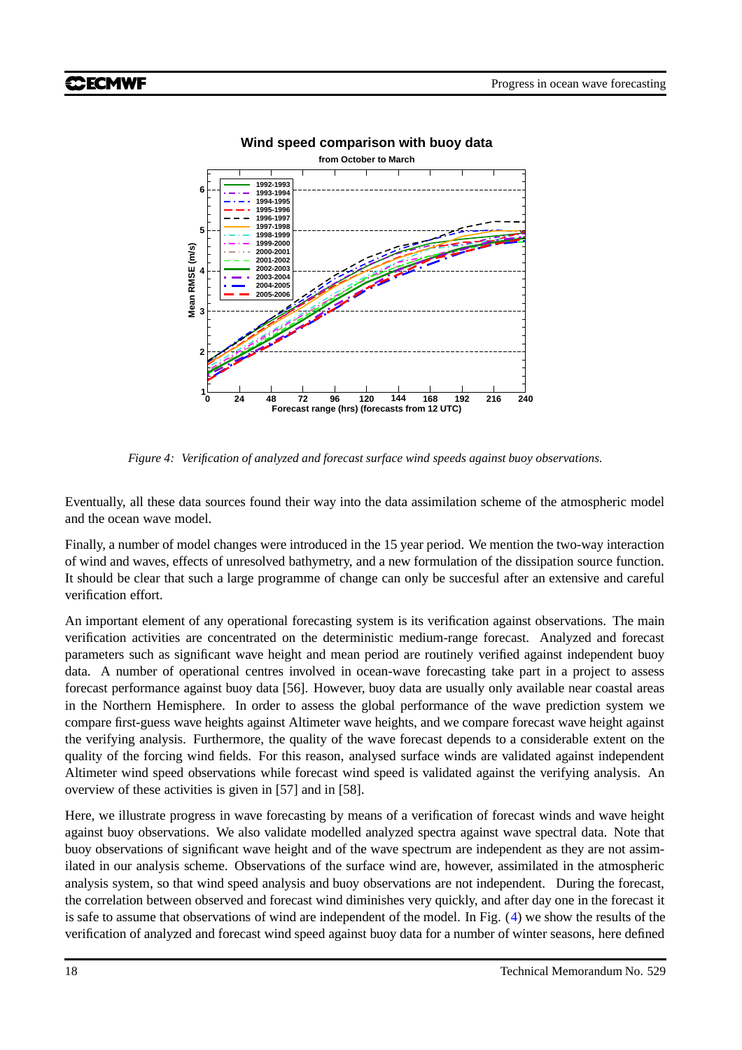*Figure 4: Verification of analyzed and forecast surface wind speeds against buoy observations.*

Eventually, all these data sources found their way into the data assimilation scheme of the atmospheric model and the ocean wave model.

Finally, a number of model changes were introduced in the 15 year period. We mention the two-way interaction of wind and waves, effects of unresolved bathymetry, and a new formulation of the dissipation source function. It should be clear that such a large programme of change can only be succesful after an extensive and careful verification effort.

An important element of any operational forecasting system is its verification against observations. The main verification activities are concentrated on the deterministic medium-range forecast. Analyzed and forecast parameters such as significant wave height and mean period are routinely verified against independent buoy data. A number of operational centres involved in ocean-wave forecasting take part in a project to assess forecast performance against buoy data [56]. However, buoy data are usually only available near coastal areas in the Northern Hemisphere. In order to assess the global performance of the wave prediction system we compare first-guess wave heights against Altimeter wave heights, and we compare forecast wave height against the verifying analysis. Furthermore, the quality of the wave forecast depends to a considerable extent on the quality of the forcing wind fields. For this reason, analysed surface winds are validated against independent Altimeter wind speed observations while forecast wind speed is validated against the verifying analysis. An overview of these activities is given in [57] and in [58].

Here, we illustrate progress in wave forecasting by means of a verification of forecast winds and wave height against buoy observations. We also validate modelled analyzed spectra against wave spectral data. Note that buoy observations of significant wave height and of the wave spectrum are independent as they are not assimilated in our analysis scheme. Observations of the surface wind are, however, assimilated in the atmospheric analysis system, so that wind speed analysis and buoy observations are not independent. During the forecast, the correlation between observed and forecast wind diminishes very quickly, and after day one in the forecast it is safe to assume that observations of wind are independent of the model. In Fig. (4) we show the results of the verification of analyzed and forecast wind speed against buoy data for a number of winter seasons, here defined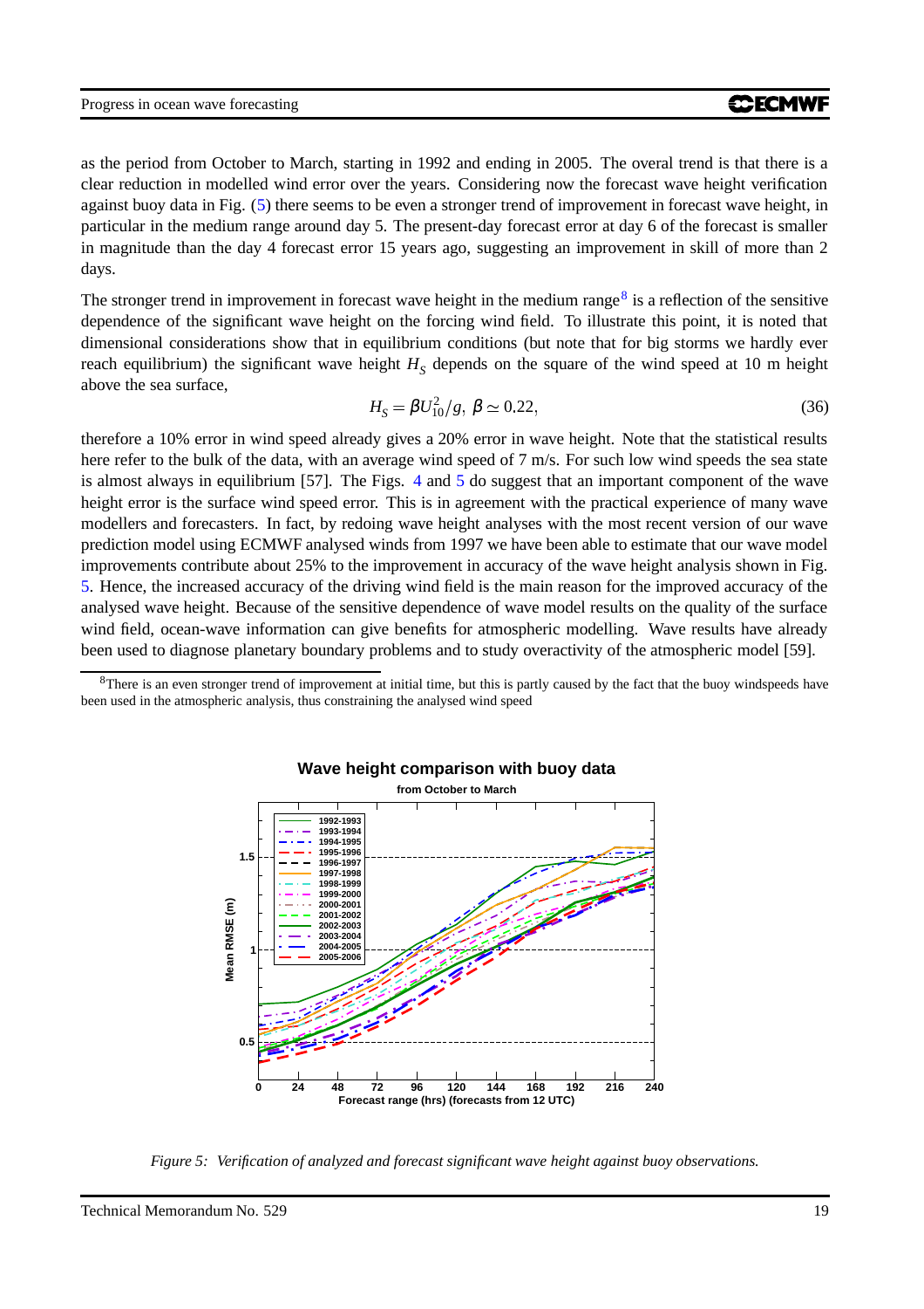as the period from October to March, starting in 1992 and ending in 2005. The overal trend is that there is a clear reduction in modelled wind error over the years. Considering now the forecast wave height verification against buoy data in Fig. (5) there seems to be even a stronger trend of improvement in forecast wave height, in particular in the medium range around day 5. The present-day forecast error at day 6 of the forecast is smaller in magnitude than the day 4 forecast error 15 years ago, suggesting an improvement in skill of more than 2 days.

The stronger trend in improvement in forecast wave height in the medium range[8] is a reflection of the sensitive dependence of the significant wave height on the forcing wind field. To illustrate this point, it is noted that dimensional considerations show that in equilibrium conditions (but note that for big storms we hardly ever reach equilibrium) the significant wave height $H_S$ depends on the square of the wind speed at 10 m height above the sea surface,

$$H_S = \beta U_{10}^2/g, \; \beta \simeq 0.22, \tag{36}$$

therefore a 10% error in wind speed already gives a 20% error in wave height. Note that the statistical results here refer to the bulk of the data, with an average wind speed of 7 m/s. For such low wind speeds the sea state is almost always in equilibrium [57]. The Figs. 4 and 5 do suggest that an important component of the wave height error is the surface wind speed error. This is in agreement with the practical experience of many wave modellers and forecasters. In fact, by redoing wave height analyses with the most recent version of our wave prediction model using ECMWF analysed winds from 1997 we have been able to estimate that our wave model improvements contribute about 25% to the improvement in accuracy of the wave height analysis shown in Fig. 5. Hence, the increased accuracy of the driving wind field is the main reason for the improved accuracy of the analysed wave height. Because of the sensitive dependence of wave model results on the quality of the surface wind field, ocean-wave information can give benefits for atmospheric modelling. Wave results have already been used to diagnose planetary boundary problems and to study overactivity of the atmospheric model [59].

[8] There is an even stronger trend of improvement at initial time, but this is partly caused by the fact that the buoy windspeeds have been used in the atmospheric analysis, thus constraining the analysed wind speed

*Figure 5: Verification of analyzed and forecast significant wave height against buoy observations.*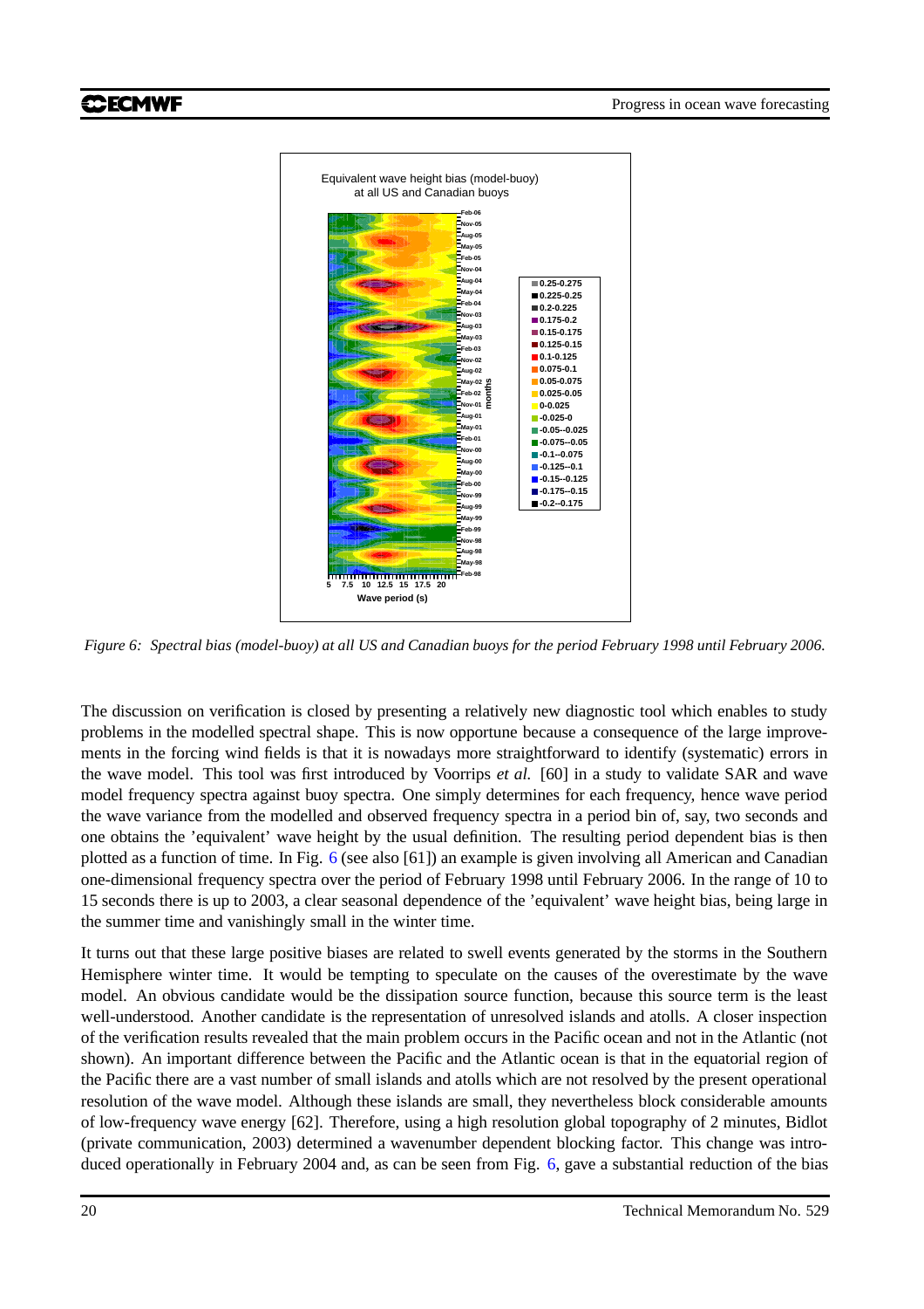Equivalent wave height bias (model-buoy)
at all US and Canadian buoys

Feb-06
Nov-05
Aug-05
May-05
Feb-05
Nov-04
Aug-04
May-04
Feb-04
Nov-03
Aug-03
May-03
Feb-03
Nov-02
Aug-02
May-02
Feb-02
Nov-01
Aug-01
May-01
Feb-01
Nov-00
Aug-00
May-00
Feb-00
Nov-99
Aug-99
May-99
Feb-99
Nov-98
Aug-98
May-98
Feb-98

months

5 7.5 10 12.5 15 17.5 20
Wave period (s)

0.25-0.275
0.225-0.25
0.2-0.225
0.175-0.2
0.15-0.175
0.125-0.15
0.1-0.125
0.075-0.1
0.05-0.075
0.025-0.05
0-0.025
-0.025-0
-0.05--0.025
-0.075--0.05
-0.1--0.075
-0.125--0.1
-0.15--0.125
-0.175--0.15
-0.2--0.175

*Figure 6: Spectral bias (model-buoy) at all US and Canadian buoys for the period February 1998 until February 2006.*

The discussion on verification is closed by presenting a relatively new diagnostic tool which enables to study problems in the modelled spectral shape. This is now opportune because a consequence of the large improvements in the forcing wind fields is that it is nowadays more straightforward to identify (systematic) errors in the wave model. This tool was first introduced by Voorrips *et al.* [60] in a study to validate SAR and wave model frequency spectra against buoy spectra. One simply determines for each frequency, hence wave period the wave variance from the modelled and observed frequency spectra in a period bin of, say, two seconds and one obtains the 'equivalent' wave height by the usual definition. The resulting period dependent bias is then plotted as a function of time. In Fig. 6 (see also [61]) an example is given involving all American and Canadian one-dimensional frequency spectra over the period of February 1998 until February 2006. In the range of 10 to 15 seconds there is up to 2003, a clear seasonal dependence of the 'equivalent' wave height bias, being large in the summer time and vanishingly small in the winter time.

It turns out that these large positive biases are related to swell events generated by the storms in the Southern Hemisphere winter time. It would be tempting to speculate on the causes of the overestimate by the wave model. An obvious candidate would be the dissipation source function, because this source term is the least well-understood. Another candidate is the representation of unresolved islands and atolls. A closer inspection of the verification results revealed that the main problem occurs in the Pacific ocean and not in the Atlantic (not shown). An important difference between the Pacific and the Atlantic ocean is that in the equatorial region of the Pacific there are a vast number of small islands and atolls which are not resolved by the present operational resolution of the wave model. Although these islands are small, they nevertheless block considerable amounts of low-frequency wave energy [62]. Therefore, using a high resolution global topography of 2 minutes, Bidlot (private communication, 2003) determined a wavenumber dependent blocking factor. This change was introduced operationally in February 2004 and, as can be seen from Fig. 6, gave a substantial reduction of the bias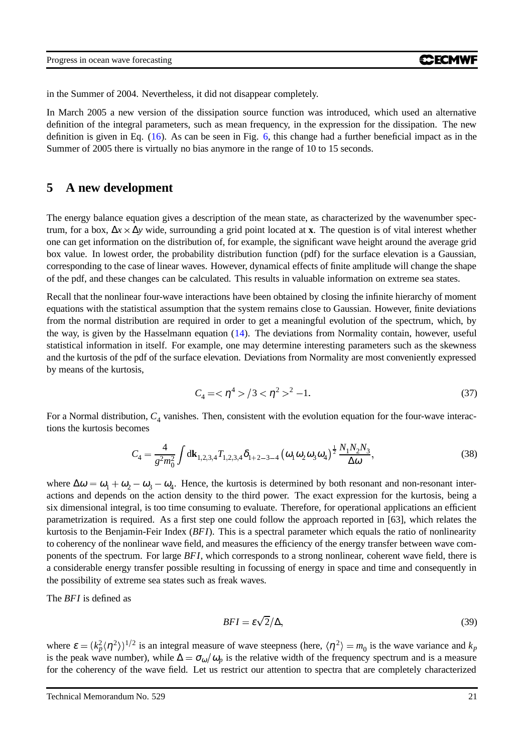in the Summer of 2004. Nevertheless, it did not disappear completely.

In March 2005 a new version of the dissipation source function was introduced, which used an alternative definition of the integral parameters, such as mean frequency, in the expression for the dissipation. The new definition is given in Eq. (16). As can be seen in Fig. 6, this change had a further beneficial impact as in the Summer of 2005 there is virtually no bias anymore in the range of 10 to 15 seconds.

# 5 A new development

The energy balance equation gives a description of the mean state, as characterized by the wavenumber spectrum, for a box, $\Delta x \times \Delta y$ wide, surrounding a grid point located at $\mathbf{x}$. The question is of vital interest whether one can get information on the distribution of, for example, the significant wave height around the average grid box value. In lowest order, the probability distribution function (pdf) for the surface elevation is a Gaussian, corresponding to the case of linear waves. However, dynamical effects of finite amplitude will change the shape of the pdf, and these changes can be calculated. This results in valuable information on extreme sea states.

Recall that the nonlinear four-wave interactions have been obtained by closing the infinite hierarchy of moment equations with the statistical assumption that the system remains close to Gaussian. However, finite deviations from the normal distribution are required in order to get a meaningful evolution of the spectrum, which, by the way, is given by the Hasselmann equation (14). The deviations from Normality contain, however, useful statistical information in itself. For example, one may determine interesting parameters such as the skewness and the kurtosis of the pdf of the surface elevation. Deviations from Normality are most conveniently expressed by means of the kurtosis,

$$C_4 = <\eta^4> / 3 <\eta^2>^2 - 1. \tag{37}$$

For a Normal distribution, $C_4$ vanishes. Then, consistent with the evolution equation for the four-wave interactions the kurtosis becomes

$$C_4 = \frac{4}{g^2 m_0^2} \int d\mathbf{k}_{1,2,3,4} T_{1,2,3,4} \delta_{1+2-3-4} \left(\omega_1 \omega_2 \omega_3 \omega_4\right)^{\frac{1}{2}} \frac{N_1 N_2 N_3}{\Delta\omega}, \tag{38}$$

where $\Delta\omega = \omega_1 + \omega_2 - \omega_3 - \omega_4$. Hence, the kurtosis is determined by both resonant and non-resonant interactions and depends on the action density to the third power. The exact expression for the kurtosis, being a six dimensional integral, is too time consuming to evaluate. Therefore, for operational applications an efficient parametrization is required. As a first step one could follow the approach reported in [63], which relates the kurtosis to the Benjamin-Feir Index (*BFI*). This is a spectral parameter which equals the ratio of nonlinearity to coherency of the nonlinear wave field, and measures the efficiency of the energy transfer between wave components of the spectrum. For large *BFI*, which corresponds to a strong nonlinear, coherent wave field, there is a considerable energy transfer possible resulting in focussing of energy in space and time and consequently in the possibility of extreme sea states such as freak waves.

The *BFI* is defined as

$$BFI = \varepsilon\sqrt{2}/\Delta, \tag{39}$$

where $\varepsilon = (k_p^2 \langle \eta^2 \rangle)^{1/2}$ is an integral measure of wave steepness (here, $\langle \eta^2 \rangle = m_0$ is the wave variance and $k_p$ is the peak wave number), while $\Delta = \sigma_\omega / \omega_p$ is the relative width of the frequency spectrum and is a measure for the coherency of the wave field. Let us restrict our attention to spectra that are completely characterized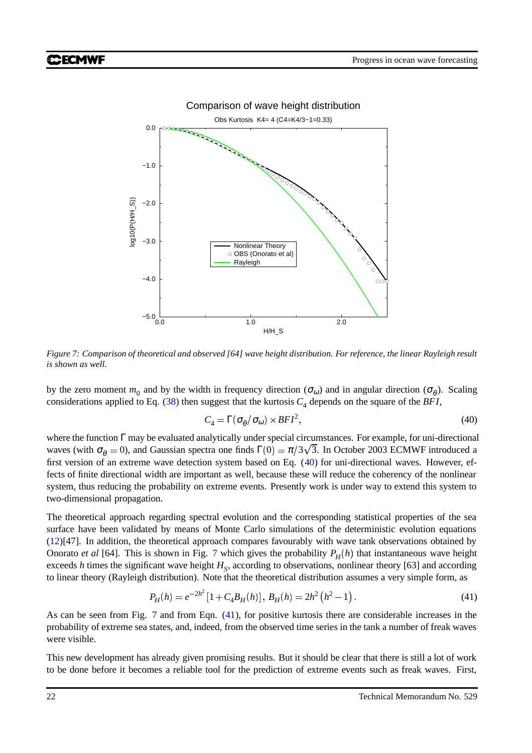*Figure 7: Comparison of theoretical and observed [64] wave height distribution. For reference, the linear Rayleigh result is shown as well.*

by the zero moment $m_0$ and by the width in frequency direction ($\sigma_\omega$) and in angular direction ($\sigma_\theta$). Scaling considerations applied to Eq. (38) then suggest that the kurtosis $C_4$ depends on the square of the $BFI$,

$$C_4 = \Gamma(\sigma_\theta/\sigma_\omega) \times BFI^2, \tag{40}$$

where the function $\Gamma$ may be evaluated analytically under special circumstances. For example, for uni-directional waves (with $\sigma_\theta = 0$), and Gaussian spectra one finds $\Gamma(0) = \pi/3\sqrt{3}$. In October 2003 ECMWF introduced a first version of an extreme wave detection system based on Eq. (40) for uni-directional waves. However, effects of finite directional width are important as well, because these will reduce the coherency of the nonlinear system, thus reducing the probability on extreme events. Presently work is under way to extend this system to two-dimensional propagation.

The theoretical approach regarding spectral evolution and the corresponding statistical properties of the sea surface have been validated by means of Monte Carlo simulations of the deterministic evolution equations (12)[47]. In addition, the theoretical approach compares favourably with wave tank observations obtained by Onorato *et al* [64]. This is shown in Fig. 7 which gives the probability $P_H(h)$ that instantaneous wave height exceeds $h$ times the significant wave height $H_S$, according to observations, nonlinear theory [63] and according to linear theory (Rayleigh distribution). Note that the theoretical distribution assumes a very simple form, as

$$P_H(h) = e^{-2h^2}\left[1 + C_4 B_H(h)\right],\; B_H(h) = 2h^2\left(h^2 - 1\right). \tag{41}$$

As can be seen from Fig. 7 and from Eqn. (41), for positive kurtosis there are considerable increases in the probability of extreme sea states, and, indeed, from the observed time series in the tank a number of freak waves were visible.

This new development has already given promising results. But it should be clear that there is still a lot of work to be done before it becomes a reliable tool for the prediction of extreme events such as freak waves. First,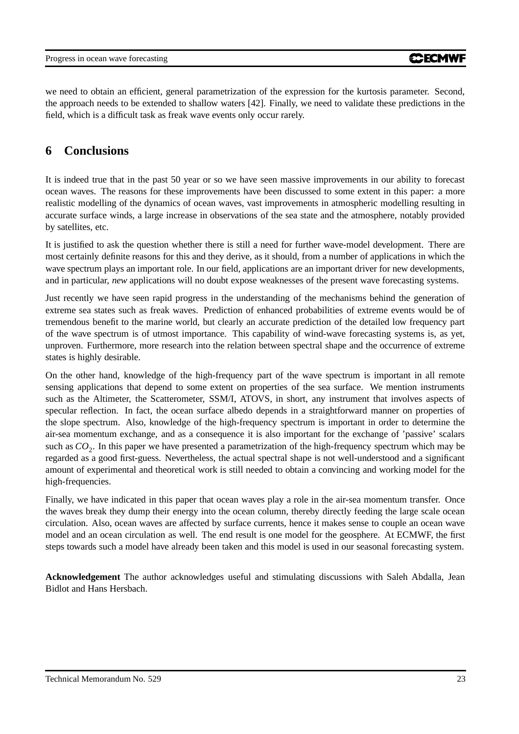we need to obtain an efficient, general parametrization of the expression for the kurtosis parameter. Second, the approach needs to be extended to shallow waters [42]. Finally, we need to validate these predictions in the field, which is a difficult task as freak wave events only occur rarely.

# 6 Conclusions

It is indeed true that in the past 50 year or so we have seen massive improvements in our ability to forecast ocean waves. The reasons for these improvements have been discussed to some extent in this paper: a more realistic modelling of the dynamics of ocean waves, vast improvements in atmospheric modelling resulting in accurate surface winds, a large increase in observations of the sea state and the atmosphere, notably provided by satellites, etc.

It is justified to ask the question whether there is still a need for further wave-model development. There are most certainly definite reasons for this and they derive, as it should, from a number of applications in which the wave spectrum plays an important role. In our field, applications are an important driver for new developments, and in particular, *new* applications will no doubt expose weaknesses of the present wave forecasting systems.

Just recently we have seen rapid progress in the understanding of the mechanisms behind the generation of extreme sea states such as freak waves. Prediction of enhanced probabilities of extreme events would be of tremendous benefit to the marine world, but clearly an accurate prediction of the detailed low frequency part of the wave spectrum is of utmost importance. This capability of wind-wave forecasting systems is, as yet, unproven. Furthermore, more research into the relation between spectral shape and the occurrence of extreme states is highly desirable.

On the other hand, knowledge of the high-frequency part of the wave spectrum is important in all remote sensing applications that depend to some extent on properties of the sea surface. We mention instruments such as the Altimeter, the Scatterometer, SSM/I, ATOVS, in short, any instrument that involves aspects of specular reflection. In fact, the ocean surface albedo depends in a straightforward manner on properties of the slope spectrum. Also, knowledge of the high-frequency spectrum is important in order to determine the air-sea momentum exchange, and as a consequence it is also important for the exchange of 'passive' scalars such as $CO_2$. In this paper we have presented a parametrization of the high-frequency spectrum which may be regarded as a good first-guess. Nevertheless, the actual spectral shape is not well-understood and a significant amount of experimental and theoretical work is still needed to obtain a convincing and working model for the high-frequencies.

Finally, we have indicated in this paper that ocean waves play a role in the air-sea momentum transfer. Once the waves break they dump their energy into the ocean column, thereby directly feeding the large scale ocean circulation. Also, ocean waves are affected by surface currents, hence it makes sense to couple an ocean wave model and an ocean circulation as well. The end result is one model for the geosphere. At ECMWF, the first steps towards such a model have already been taken and this model is used in our seasonal forecasting system.

**Acknowledgement** The author acknowledges useful and stimulating discussions with Saleh Abdalla, Jean Bidlot and Hans Hersbach.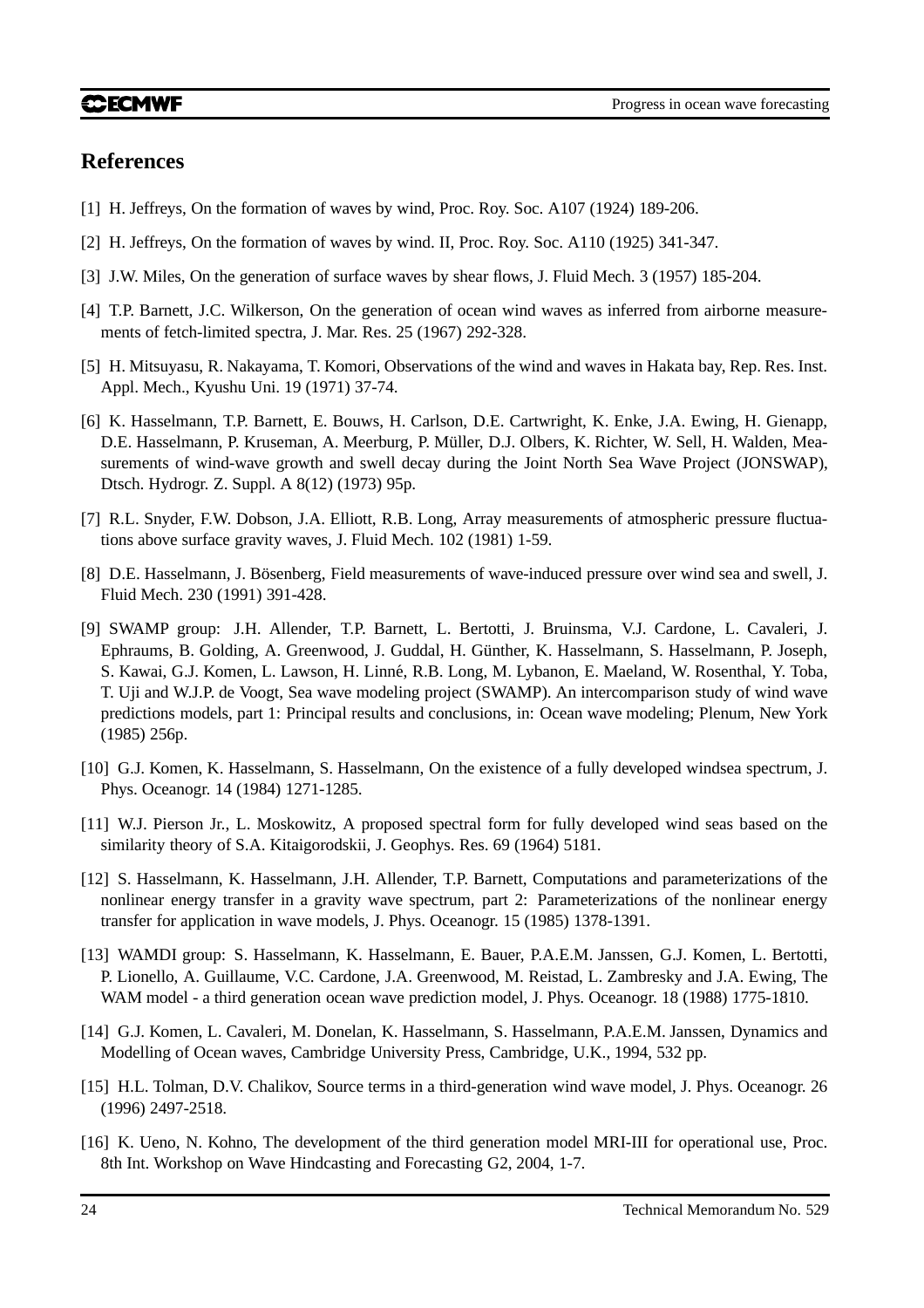## References

[1] H. Jeffreys, On the formation of waves by wind, Proc. Roy. Soc. A107 (1924) 189-206.

[2] H. Jeffreys, On the formation of waves by wind. II, Proc. Roy. Soc. A110 (1925) 341-347.

[3] J.W. Miles, On the generation of surface waves by shear flows, J. Fluid Mech. 3 (1957) 185-204.

[4] T.P. Barnett, J.C. Wilkerson, On the generation of ocean wind waves as inferred from airborne measurements of fetch-limited spectra, J. Mar. Res. 25 (1967) 292-328.

[5] H. Mitsuyasu, R. Nakayama, T. Komori, Observations of the wind and waves in Hakata bay, Rep. Res. Inst. Appl. Mech., Kyushu Uni. 19 (1971) 37-74.

[6] K. Hasselmann, T.P. Barnett, E. Bouws, H. Carlson, D.E. Cartwright, K. Enke, J.A. Ewing, H. Gienapp, D.E. Hasselmann, P. Kruseman, A. Meerburg, P. Müller, D.J. Olbers, K. Richter, W. Sell, H. Walden, Measurements of wind-wave growth and swell decay during the Joint North Sea Wave Project (JONSWAP), Dtsch. Hydrogr. Z. Suppl. A 8(12) (1973) 95p.

[7] R.L. Snyder, F.W. Dobson, J.A. Elliott, R.B. Long, Array measurements of atmospheric pressure fluctuations above surface gravity waves, J. Fluid Mech. 102 (1981) 1-59.

[8] D.E. Hasselmann, J. Bösenberg, Field measurements of wave-induced pressure over wind sea and swell, J. Fluid Mech. 230 (1991) 391-428.

[9] SWAMP group: J.H. Allender, T.P. Barnett, L. Bertotti, J. Bruinsma, V.J. Cardone, L. Cavaleri, J. Ephraums, B. Golding, A. Greenwood, J. Guddal, H. Günther, K. Hasselmann, S. Hasselmann, P. Joseph, S. Kawai, G.J. Komen, L. Lawson, H. Linné, R.B. Long, M. Lybanon, E. Maeland, W. Rosenthal, Y. Toba, T. Uji and W.J.P. de Voogt, Sea wave modeling project (SWAMP). An intercomparison study of wind wave predictions models, part 1: Principal results and conclusions, in: Ocean wave modeling; Plenum, New York (1985) 256p.

[10] G.J. Komen, K. Hasselmann, S. Hasselmann, On the existence of a fully developed windsea spectrum, J. Phys. Oceanogr. 14 (1984) 1271-1285.

[11] W.J. Pierson Jr., L. Moskowitz, A proposed spectral form for fully developed wind seas based on the similarity theory of S.A. Kitaigorodskii, J. Geophys. Res. 69 (1964) 5181.

[12] S. Hasselmann, K. Hasselmann, J.H. Allender, T.P. Barnett, Computations and parameterizations of the nonlinear energy transfer in a gravity wave spectrum, part 2: Parameterizations of the nonlinear energy transfer for application in wave models, J. Phys. Oceanogr. 15 (1985) 1378-1391.

[13] WAMDI group: S. Hasselmann, K. Hasselmann, E. Bauer, P.A.E.M. Janssen, G.J. Komen, L. Bertotti, P. Lionello, A. Guillaume, V.C. Cardone, J.A. Greenwood, M. Reistad, L. Zambresky and J.A. Ewing, The WAM model - a third generation ocean wave prediction model, J. Phys. Oceanogr. 18 (1988) 1775-1810.

[14] G.J. Komen, L. Cavaleri, M. Donelan, K. Hasselmann, S. Hasselmann, P.A.E.M. Janssen, Dynamics and Modelling of Ocean waves, Cambridge University Press, Cambridge, U.K., 1994, 532 pp.

[15] H.L. Tolman, D.V. Chalikov, Source terms in a third-generation wind wave model, J. Phys. Oceanogr. 26 (1996) 2497-2518.

[16] K. Ueno, N. Kohno, The development of the third generation model MRI-III for operational use, Proc. 8th Int. Workshop on Wave Hindcasting and Forecasting G2, 2004, 1-7.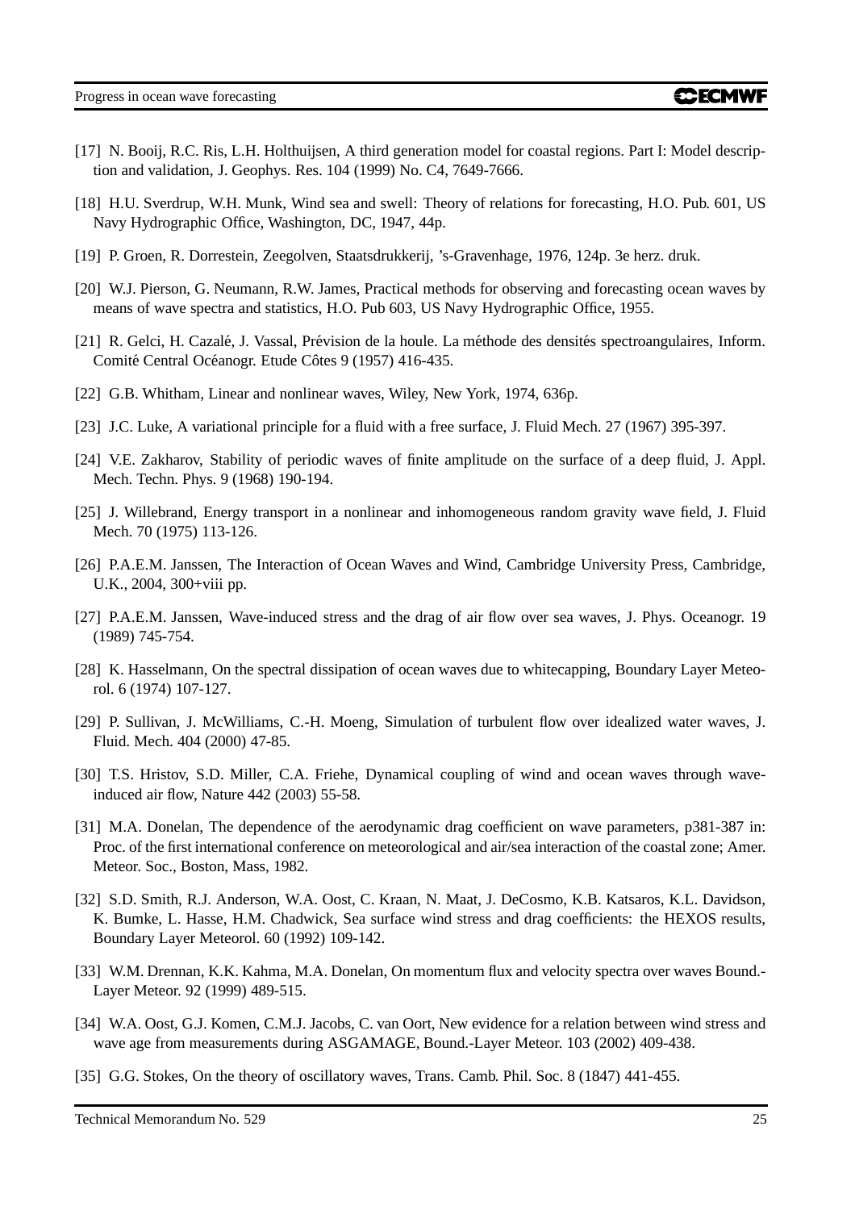[17] N. Booij, R.C. Ris, L.H. Holthuijsen, A third generation model for coastal regions. Part I: Model description and validation, J. Geophys. Res. 104 (1999) No. C4, 7649-7666.

[18] H.U. Sverdrup, W.H. Munk, Wind sea and swell: Theory of relations for forecasting, H.O. Pub. 601, US Navy Hydrographic Office, Washington, DC, 1947, 44p.

[19] P. Groen, R. Dorrestein, Zeegolven, Staatsdrukkerij, 's-Gravenhage, 1976, 124p. 3e herz. druk.

[20] W.J. Pierson, G. Neumann, R.W. James, Practical methods for observing and forecasting ocean waves by means of wave spectra and statistics, H.O. Pub 603, US Navy Hydrographic Office, 1955.

[21] R. Gelci, H. Cazalé, J. Vassal, Prévision de la houle. La méthode des densités spectroangulaires, Inform. Comité Central Océanogr. Etude Côtes 9 (1957) 416-435.

[22] G.B. Whitham, Linear and nonlinear waves, Wiley, New York, 1974, 636p.

[23] J.C. Luke, A variational principle for a fluid with a free surface, J. Fluid Mech. 27 (1967) 395-397.

[24] V.E. Zakharov, Stability of periodic waves of finite amplitude on the surface of a deep fluid, J. Appl. Mech. Techn. Phys. 9 (1968) 190-194.

[25] J. Willebrand, Energy transport in a nonlinear and inhomogeneous random gravity wave field, J. Fluid Mech. 70 (1975) 113-126.

[26] P.A.E.M. Janssen, The Interaction of Ocean Waves and Wind, Cambridge University Press, Cambridge, U.K., 2004, 300+viii pp.

[27] P.A.E.M. Janssen, Wave-induced stress and the drag of air flow over sea waves, J. Phys. Oceanogr. 19 (1989) 745-754.

[28] K. Hasselmann, On the spectral dissipation of ocean waves due to whitecapping, Boundary Layer Meteorol. 6 (1974) 107-127.

[29] P. Sullivan, J. McWilliams, C.-H. Moeng, Simulation of turbulent flow over idealized water waves, J. Fluid. Mech. 404 (2000) 47-85.

[30] T.S. Hristov, S.D. Miller, C.A. Friehe, Dynamical coupling of wind and ocean waves through wave-induced air flow, Nature 442 (2003) 55-58.

[31] M.A. Donelan, The dependence of the aerodynamic drag coefficient on wave parameters, p381-387 in: Proc. of the first international conference on meteorological and air/sea interaction of the coastal zone; Amer. Meteor. Soc., Boston, Mass, 1982.

[32] S.D. Smith, R.J. Anderson, W.A. Oost, C. Kraan, N. Maat, J. DeCosmo, K.B. Katsaros, K.L. Davidson, K. Bumke, L. Hasse, H.M. Chadwick, Sea surface wind stress and drag coefficients: the HEXOS results, Boundary Layer Meteorol. 60 (1992) 109-142.

[33] W.M. Drennan, K.K. Kahma, M.A. Donelan, On momentum flux and velocity spectra over waves Bound.-Layer Meteor. 92 (1999) 489-515.

[34] W.A. Oost, G.J. Komen, C.M.J. Jacobs, C. van Oort, New evidence for a relation between wind stress and wave age from measurements during ASGAMAGE, Bound.-Layer Meteor. 103 (2002) 409-438.

[35] G.G. Stokes, On the theory of oscillatory waves, Trans. Camb. Phil. Soc. 8 (1847) 441-455.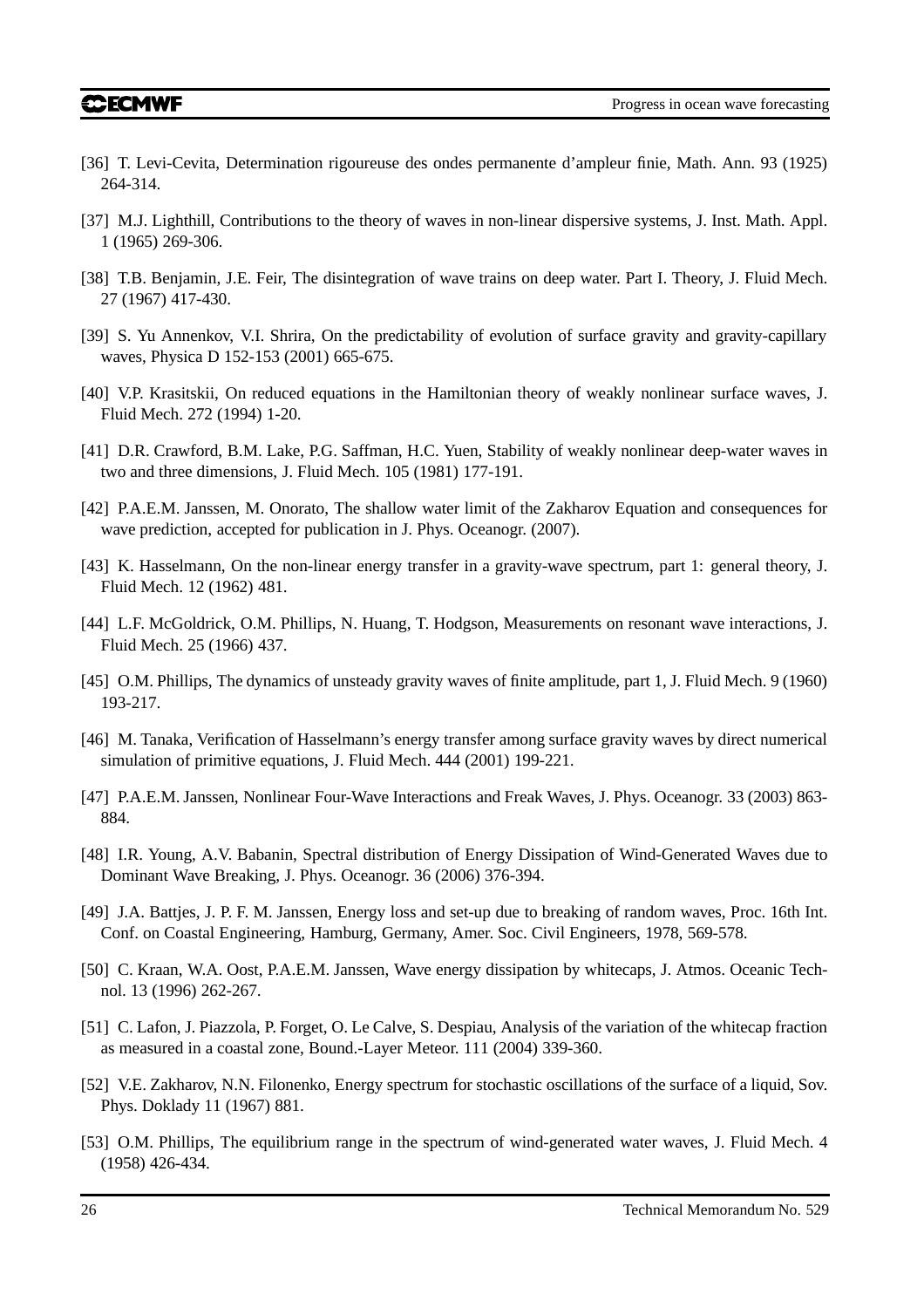[36] T. Levi-Cevita, Determination rigoureuse des ondes permanente d'ampleur finie, Math. Ann. 93 (1925) 264-314.

[37] M.J. Lighthill, Contributions to the theory of waves in non-linear dispersive systems, J. Inst. Math. Appl. 1 (1965) 269-306.

[38] T.B. Benjamin, J.E. Feir, The disintegration of wave trains on deep water. Part I. Theory, J. Fluid Mech. 27 (1967) 417-430.

[39] S. Yu Annenkov, V.I. Shrira, On the predictability of evolution of surface gravity and gravity-capillary waves, Physica D 152-153 (2001) 665-675.

[40] V.P. Krasitskii, On reduced equations in the Hamiltonian theory of weakly nonlinear surface waves, J. Fluid Mech. 272 (1994) 1-20.

[41] D.R. Crawford, B.M. Lake, P.G. Saffman, H.C. Yuen, Stability of weakly nonlinear deep-water waves in two and three dimensions, J. Fluid Mech. 105 (1981) 177-191.

[42] P.A.E.M. Janssen, M. Onorato, The shallow water limit of the Zakharov Equation and consequences for wave prediction, accepted for publication in J. Phys. Oceanogr. (2007).

[43] K. Hasselmann, On the non-linear energy transfer in a gravity-wave spectrum, part 1: general theory, J. Fluid Mech. 12 (1962) 481.

[44] L.F. McGoldrick, O.M. Phillips, N. Huang, T. Hodgson, Measurements on resonant wave interactions, J. Fluid Mech. 25 (1966) 437.

[45] O.M. Phillips, The dynamics of unsteady gravity waves of finite amplitude, part 1, J. Fluid Mech. 9 (1960) 193-217.

[46] M. Tanaka, Verification of Hasselmann's energy transfer among surface gravity waves by direct numerical simulation of primitive equations, J. Fluid Mech. 444 (2001) 199-221.

[47] P.A.E.M. Janssen, Nonlinear Four-Wave Interactions and Freak Waves, J. Phys. Oceanogr. 33 (2003) 863-884.

[48] I.R. Young, A.V. Babanin, Spectral distribution of Energy Dissipation of Wind-Generated Waves due to Dominant Wave Breaking, J. Phys. Oceanogr. 36 (2006) 376-394.

[49] J.A. Battjes, J. P. F. M. Janssen, Energy loss and set-up due to breaking of random waves, Proc. 16th Int. Conf. on Coastal Engineering, Hamburg, Germany, Amer. Soc. Civil Engineers, 1978, 569-578.

[50] C. Kraan, W.A. Oost, P.A.E.M. Janssen, Wave energy dissipation by whitecaps, J. Atmos. Oceanic Technol. 13 (1996) 262-267.

[51] C. Lafon, J. Piazzola, P. Forget, O. Le Calve, S. Despiau, Analysis of the variation of the whitecap fraction as measured in a coastal zone, Bound.-Layer Meteor. 111 (2004) 339-360.

[52] V.E. Zakharov, N.N. Filonenko, Energy spectrum for stochastic oscillations of the surface of a liquid, Sov. Phys. Doklady 11 (1967) 881.

[53] O.M. Phillips, The equilibrium range in the spectrum of wind-generated water waves, J. Fluid Mech. 4 (1958) 426-434.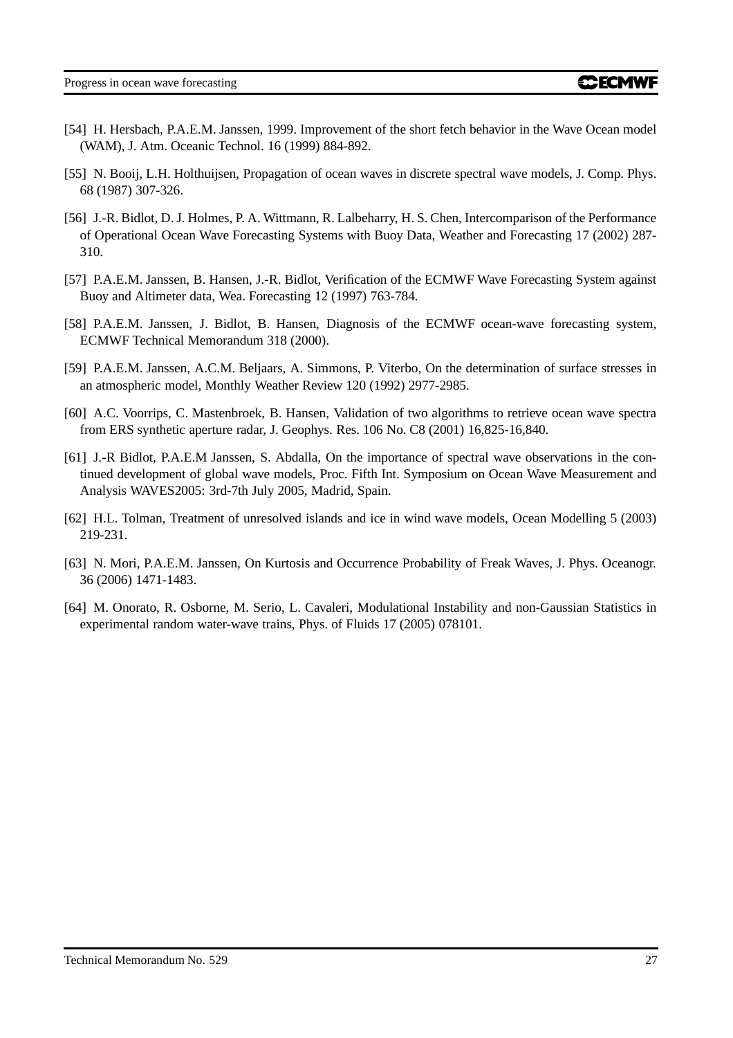[54] H. Hersbach, P.A.E.M. Janssen, 1999. Improvement of the short fetch behavior in the Wave Ocean model (WAM), J. Atm. Oceanic Technol. 16 (1999) 884-892.

[55] N. Booij, L.H. Holthuijsen, Propagation of ocean waves in discrete spectral wave models, J. Comp. Phys. 68 (1987) 307-326.

[56] J.-R. Bidlot, D. J. Holmes, P. A. Wittmann, R. Lalbeharry, H. S. Chen, Intercomparison of the Performance of Operational Ocean Wave Forecasting Systems with Buoy Data, Weather and Forecasting 17 (2002) 287-310.

[57] P.A.E.M. Janssen, B. Hansen, J.-R. Bidlot, Verification of the ECMWF Wave Forecasting System against Buoy and Altimeter data, Wea. Forecasting 12 (1997) 763-784.

[58] P.A.E.M. Janssen, J. Bidlot, B. Hansen, Diagnosis of the ECMWF ocean-wave forecasting system, ECMWF Technical Memorandum 318 (2000).

[59] P.A.E.M. Janssen, A.C.M. Beljaars, A. Simmons, P. Viterbo, On the determination of surface stresses in an atmospheric model, Monthly Weather Review 120 (1992) 2977-2985.

[60] A.C. Voorrips, C. Mastenbroek, B. Hansen, Validation of two algorithms to retrieve ocean wave spectra from ERS synthetic aperture radar, J. Geophys. Res. 106 No. C8 (2001) 16,825-16,840.

[61] J.-R Bidlot, P.A.E.M Janssen, S. Abdalla, On the importance of spectral wave observations in the continued development of global wave models, Proc. Fifth Int. Symposium on Ocean Wave Measurement and Analysis WAVES2005: 3rd-7th July 2005, Madrid, Spain.

[62] H.L. Tolman, Treatment of unresolved islands and ice in wind wave models, Ocean Modelling 5 (2003) 219-231.

[63] N. Mori, P.A.E.M. Janssen, On Kurtosis and Occurrence Probability of Freak Waves, J. Phys. Oceanogr. 36 (2006) 1471-1483.

[64] M. Onorato, R. Osborne, M. Serio, L. Cavaleri, Modulational Instability and non-Gaussian Statistics in experimental random water-wave trains, Phys. of Fluids 17 (2005) 078101.